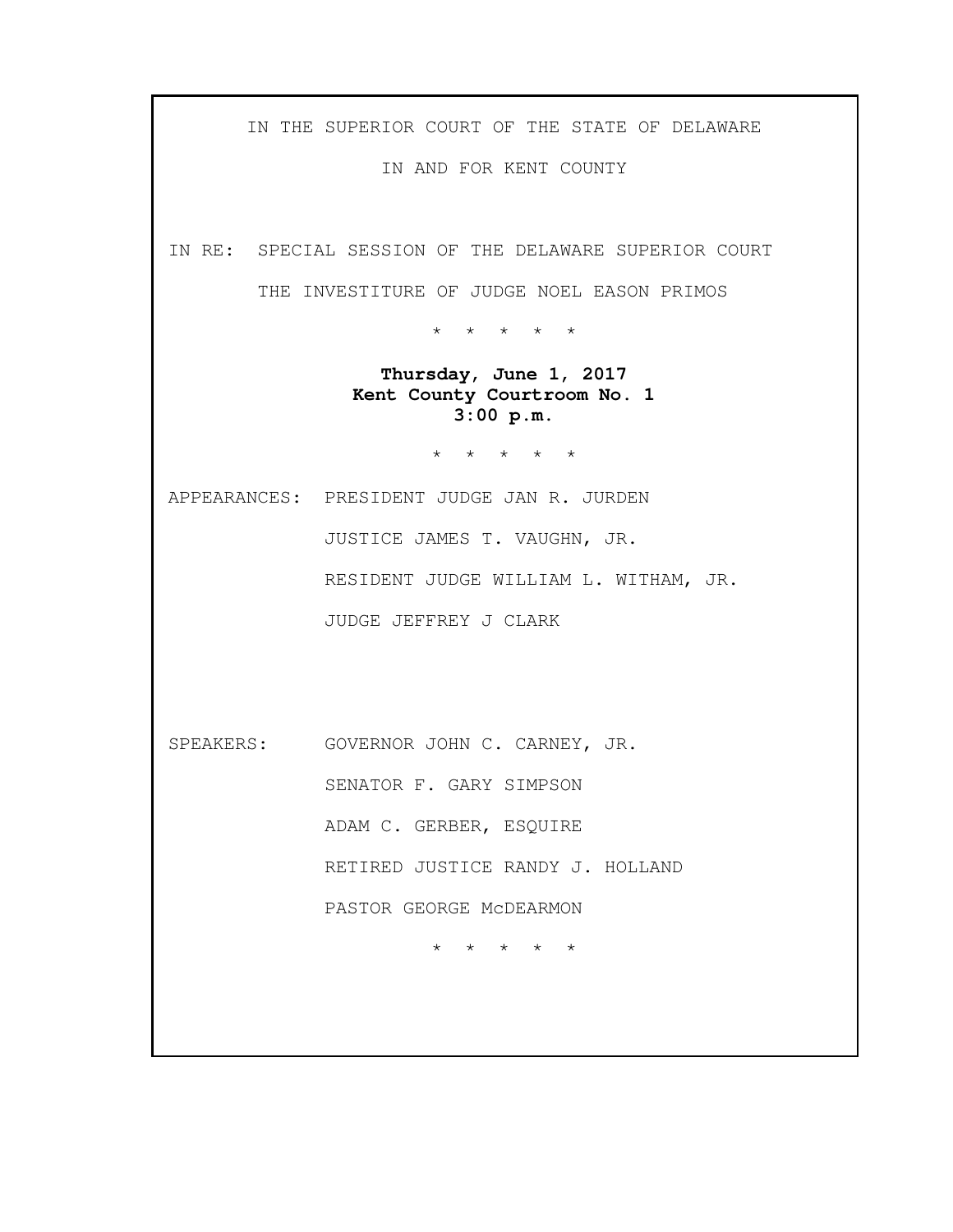IN THE SUPERIOR COURT OF THE STATE OF DELAWARE

IN AND FOR KENT COUNTY

IN RE: SPECIAL SESSION OF THE DELAWARE SUPERIOR COURT

THE INVESTITURE OF JUDGE NOEL EASON PRIMOS

* * * * *

**Thursday, June 1, 2017**
**Kent County Courtroom No. 1**
**3:00 p.m.**

* * * * *

APPEARANCES: PRESIDENT JUDGE JAN R. JURDEN

JUSTICE JAMES T. VAUGHN, JR.

RESIDENT JUDGE WILLIAM L. WITHAM, JR.

JUDGE JEFFREY J CLARK

SPEAKERS: GOVERNOR JOHN C. CARNEY, JR.

SENATOR F. GARY SIMPSON

ADAM C. GERBER, ESQUIRE

RETIRED JUSTICE RANDY J. HOLLAND

PASTOR GEORGE McDEARMON

* * * * *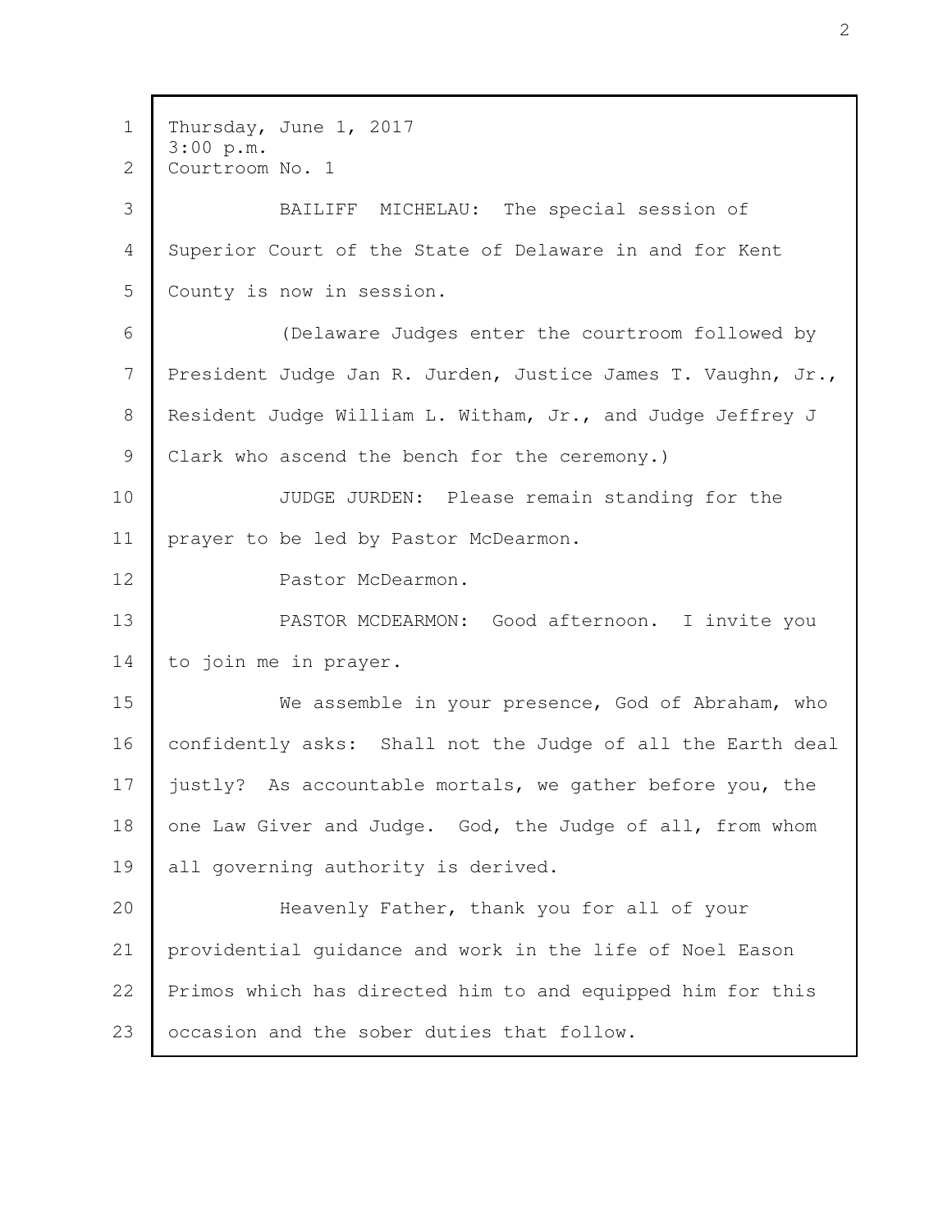Thursday, June 1, 2017
3:00 p.m.
Courtroom No. 1

BAILIFF MICHELAU: The special session of Superior Court of the State of Delaware in and for Kent County is now in session.

(Delaware Judges enter the courtroom followed by President Judge Jan R. Jurden, Justice James T. Vaughn, Jr., Resident Judge William L. Witham, Jr., and Judge Jeffrey J Clark who ascend the bench for the ceremony.)

JUDGE JURDEN: Please remain standing for the prayer to be led by Pastor McDearmon.

Pastor McDearmon.

PASTOR MCDEARMON: Good afternoon. I invite you to join me in prayer.

We assemble in your presence, God of Abraham, who confidently asks: Shall not the Judge of all the Earth deal justly? As accountable mortals, we gather before you, the one Law Giver and Judge. God, the Judge of all, from whom all governing authority is derived.

Heavenly Father, thank you for all of your providential guidance and work in the life of Noel Eason Primos which has directed him to and equipped him for this occasion and the sober duties that follow.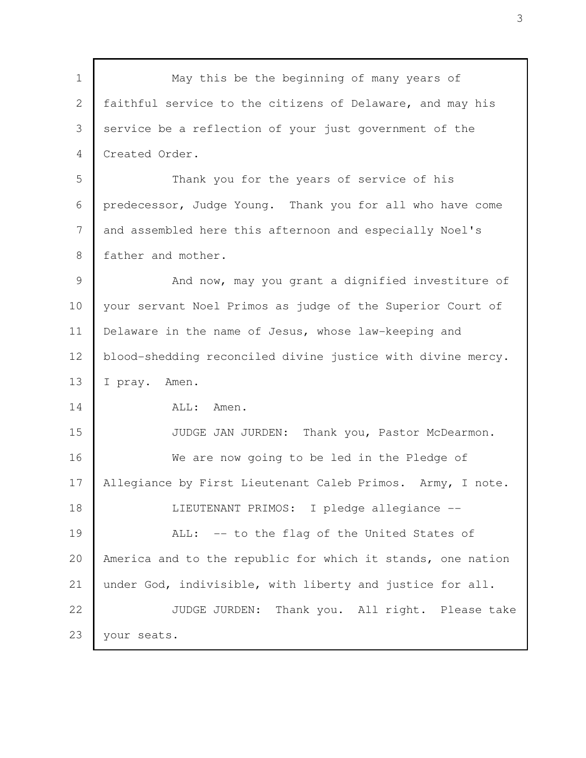May this be the beginning of many years of faithful service to the citizens of Delaware, and may his service be a reflection of your just government of the Created Order.

Thank you for the years of service of his predecessor, Judge Young. Thank you for all who have come and assembled here this afternoon and especially Noel's father and mother.

And now, may you grant a dignified investiture of your servant Noel Primos as judge of the Superior Court of Delaware in the name of Jesus, whose law-keeping and blood-shedding reconciled divine justice with divine mercy. I pray. Amen.

ALL: Amen.

JUDGE JAN JURDEN: Thank you, Pastor McDearmon.

We are now going to be led in the Pledge of Allegiance by First Lieutenant Caleb Primos. Army, I note.

LIEUTENANT PRIMOS: I pledge allegiance --

ALL: -- to the flag of the United States of America and to the republic for which it stands, one nation under God, indivisible, with liberty and justice for all.

JUDGE JURDEN: Thank you. All right. Please take your seats.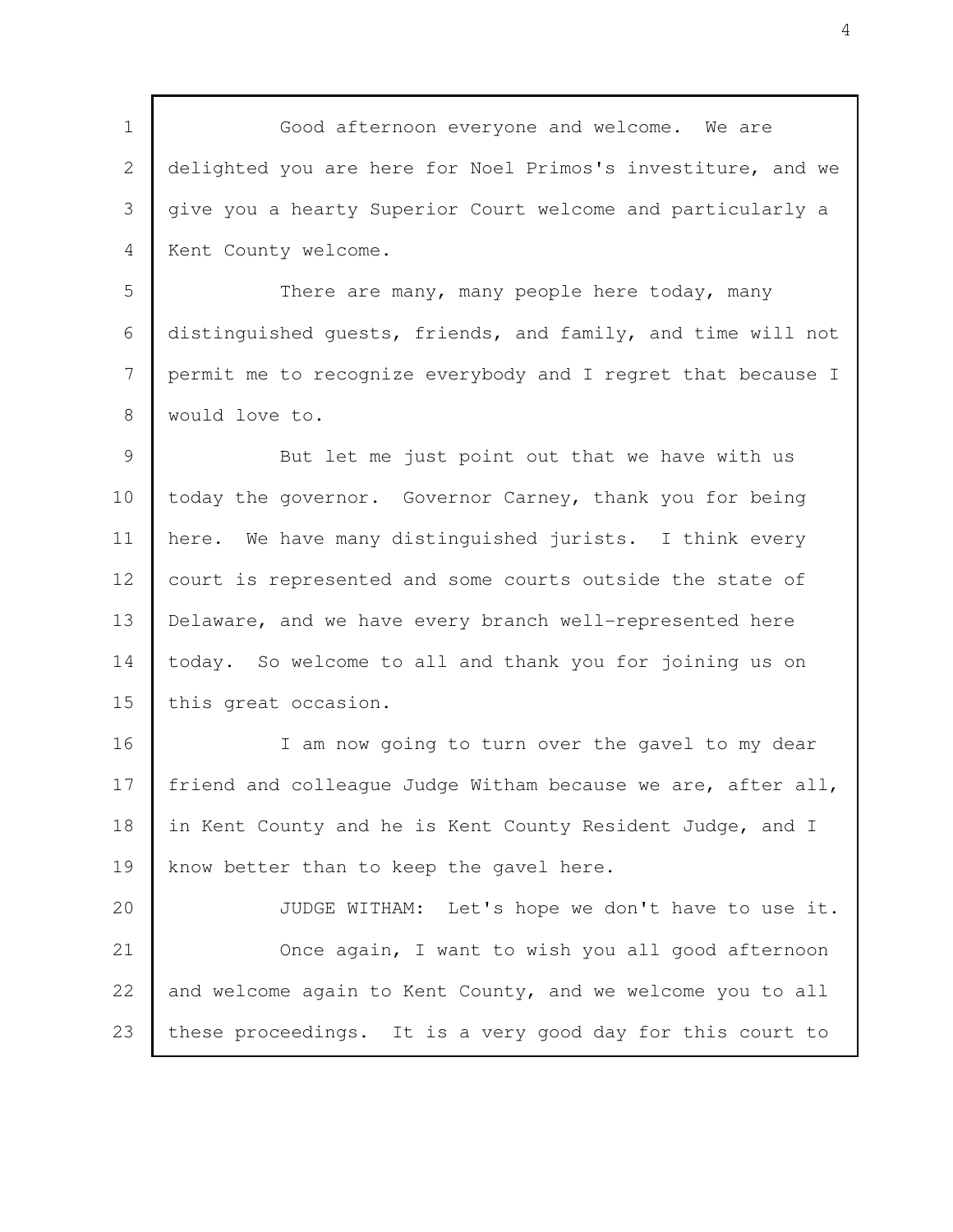Good afternoon everyone and welcome. We are delighted you are here for Noel Primos's investiture, and we give you a hearty Superior Court welcome and particularly a Kent County welcome.

There are many, many people here today, many distinguished guests, friends, and family, and time will not permit me to recognize everybody and I regret that because I would love to.

But let me just point out that we have with us today the governor. Governor Carney, thank you for being here. We have many distinguished jurists. I think every court is represented and some courts outside the state of Delaware, and we have every branch well-represented here today. So welcome to all and thank you for joining us on this great occasion.

I am now going to turn over the gavel to my dear friend and colleague Judge Witham because we are, after all, in Kent County and he is Kent County Resident Judge, and I know better than to keep the gavel here.

JUDGE WITHAM: Let's hope we don't have to use it.

Once again, I want to wish you all good afternoon and welcome again to Kent County, and we welcome you to all these proceedings. It is a very good day for this court to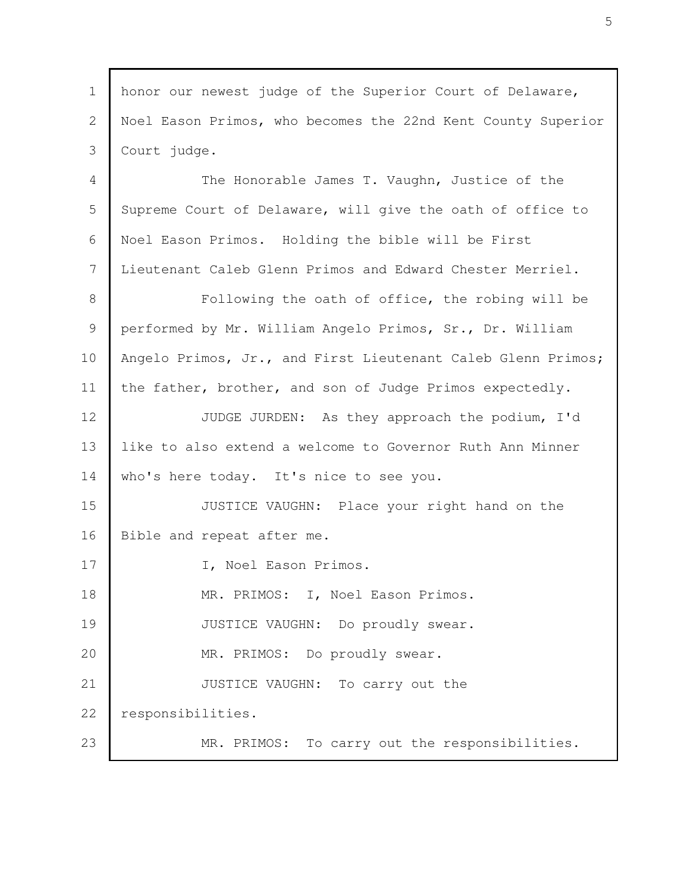honor our newest judge of the Superior Court of Delaware, Noel Eason Primos, who becomes the 22nd Kent County Superior Court judge.

The Honorable James T. Vaughn, Justice of the Supreme Court of Delaware, will give the oath of office to Noel Eason Primos. Holding the bible will be First Lieutenant Caleb Glenn Primos and Edward Chester Merriel.

Following the oath of office, the robing will be performed by Mr. William Angelo Primos, Sr., Dr. William Angelo Primos, Jr., and First Lieutenant Caleb Glenn Primos; the father, brother, and son of Judge Primos expectedly.

JUDGE JURDEN: As they approach the podium, I'd like to also extend a welcome to Governor Ruth Ann Minner who's here today. It's nice to see you.

JUSTICE VAUGHN: Place your right hand on the Bible and repeat after me.

I, Noel Eason Primos.

MR. PRIMOS: I, Noel Eason Primos.

JUSTICE VAUGHN: Do proudly swear.

MR. PRIMOS: Do proudly swear.

JUSTICE VAUGHN: To carry out the responsibilities.

MR. PRIMOS: To carry out the responsibilities.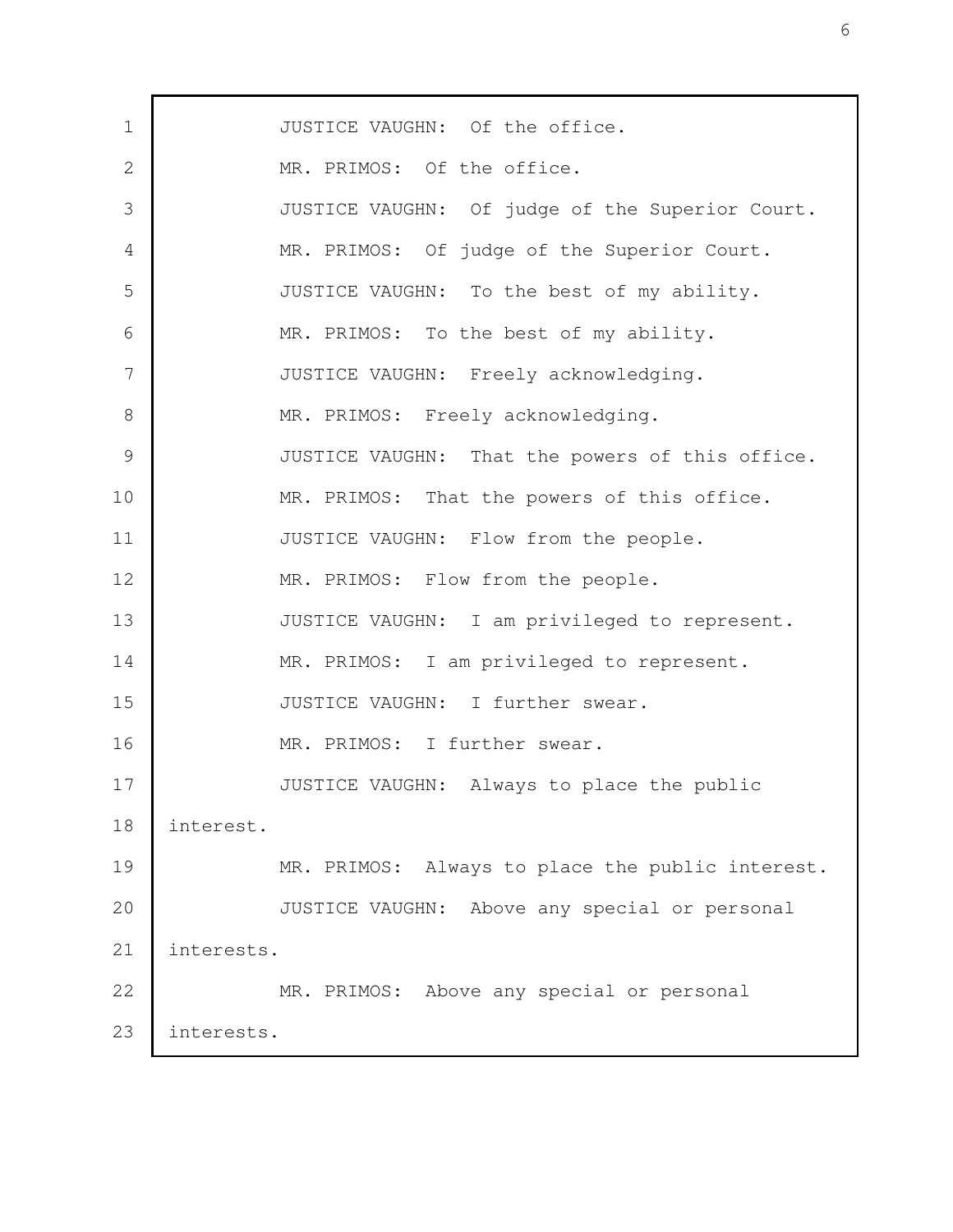JUSTICE VAUGHN: Of the office.

MR. PRIMOS: Of the office.

JUSTICE VAUGHN: Of judge of the Superior Court.

MR. PRIMOS: Of judge of the Superior Court.

JUSTICE VAUGHN: To the best of my ability.

MR. PRIMOS: To the best of my ability.

JUSTICE VAUGHN: Freely acknowledging.

MR. PRIMOS: Freely acknowledging.

JUSTICE VAUGHN: That the powers of this office.

MR. PRIMOS: That the powers of this office.

JUSTICE VAUGHN: Flow from the people.

MR. PRIMOS: Flow from the people.

JUSTICE VAUGHN: I am privileged to represent.

MR. PRIMOS: I am privileged to represent.

JUSTICE VAUGHN: I further swear.

MR. PRIMOS: I further swear.

JUSTICE VAUGHN: Always to place the public interest.

MR. PRIMOS: Always to place the public interest.

JUSTICE VAUGHN: Above any special or personal interests.

MR. PRIMOS: Above any special or personal interests.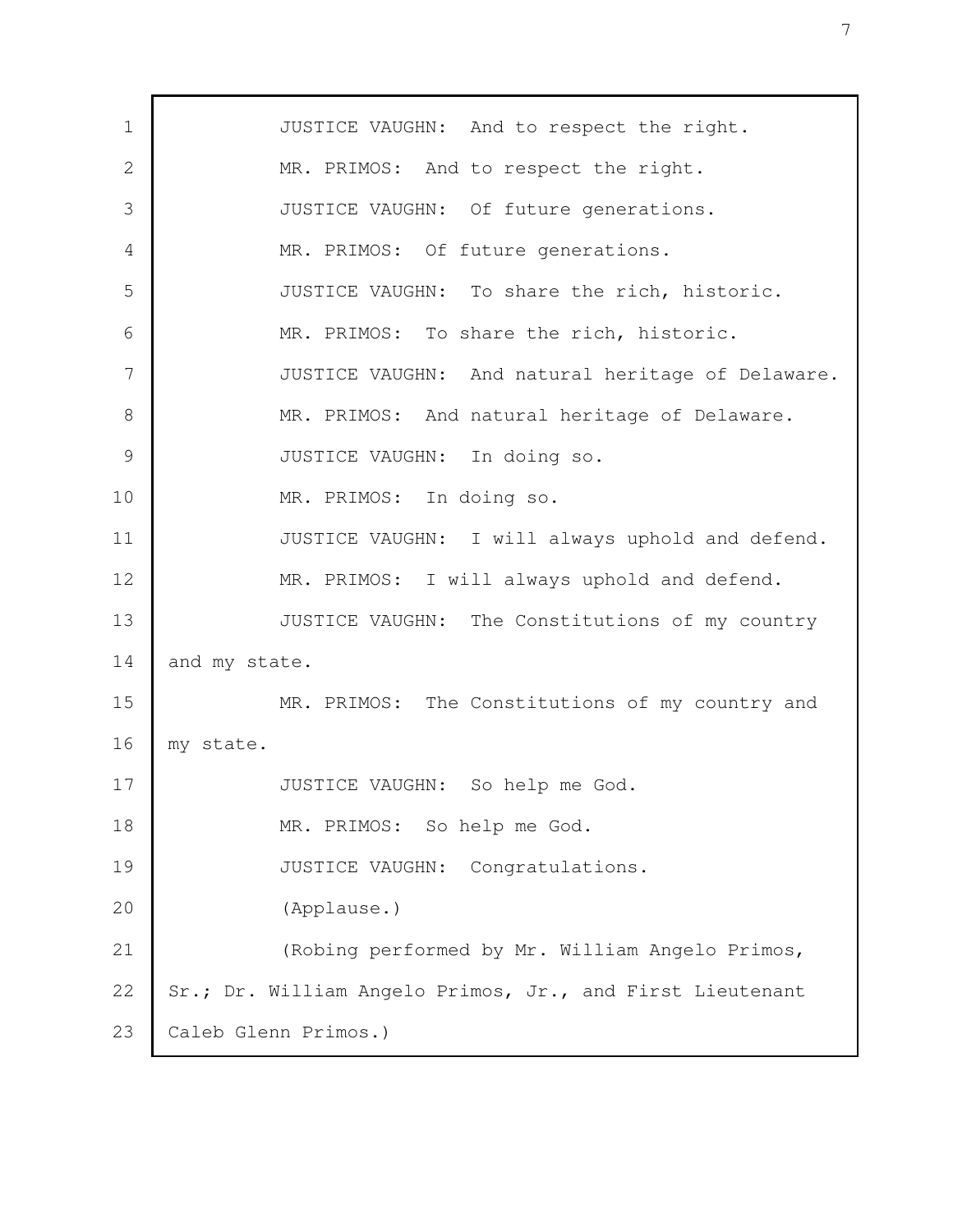JUSTICE VAUGHN: And to respect the right.

MR. PRIMOS: And to respect the right.

JUSTICE VAUGHN: Of future generations.

MR. PRIMOS: Of future generations.

JUSTICE VAUGHN: To share the rich, historic.

MR. PRIMOS: To share the rich, historic.

JUSTICE VAUGHN: And natural heritage of Delaware.

MR. PRIMOS: And natural heritage of Delaware.

JUSTICE VAUGHN: In doing so.

MR. PRIMOS: In doing so.

JUSTICE VAUGHN: I will always uphold and defend.

MR. PRIMOS: I will always uphold and defend.

JUSTICE VAUGHN: The Constitutions of my country and my state.

MR. PRIMOS: The Constitutions of my country and my state.

JUSTICE VAUGHN: So help me God.

MR. PRIMOS: So help me God.

JUSTICE VAUGHN: Congratulations.

(Applause.)

(Robing performed by Mr. William Angelo Primos, Sr.; Dr. William Angelo Primos, Jr., and First Lieutenant Caleb Glenn Primos.)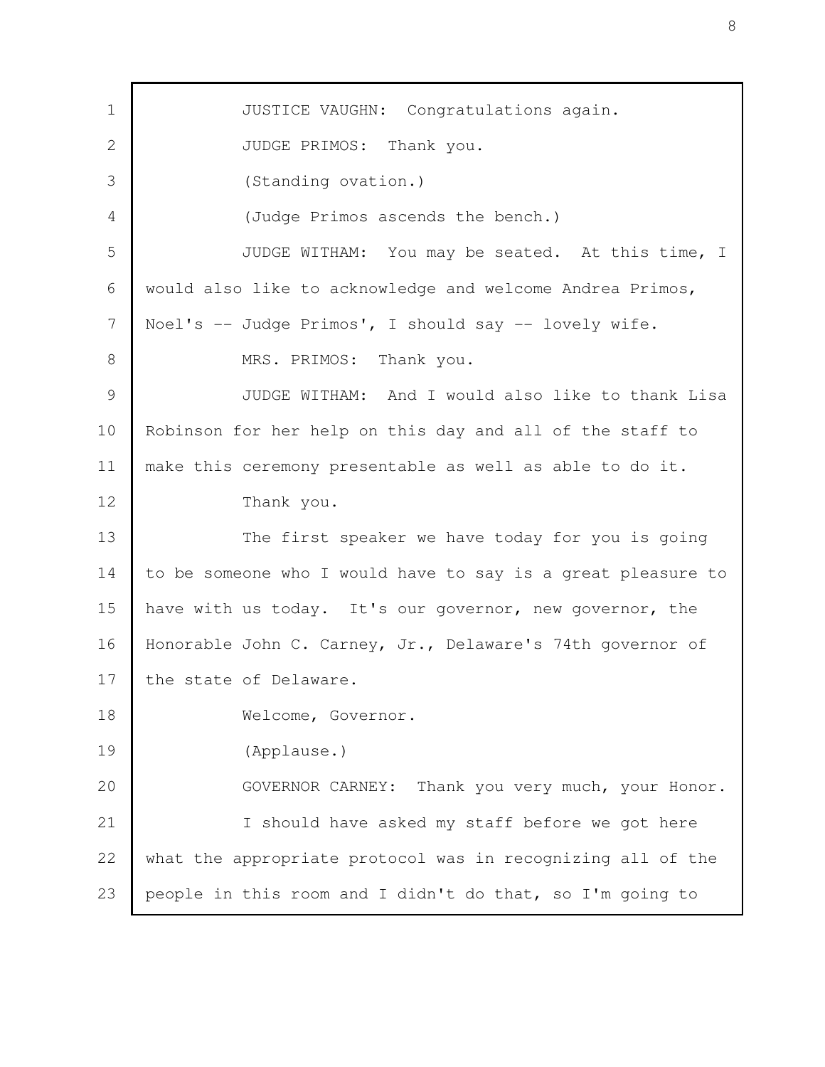JUSTICE VAUGHN: Congratulations again.

JUDGE PRIMOS: Thank you.

(Standing ovation.)

(Judge Primos ascends the bench.)

JUDGE WITHAM: You may be seated. At this time, I would also like to acknowledge and welcome Andrea Primos, Noel's -- Judge Primos', I should say -- lovely wife.

MRS. PRIMOS: Thank you.

JUDGE WITHAM: And I would also like to thank Lisa Robinson for her help on this day and all of the staff to make this ceremony presentable as well as able to do it.

Thank you.

The first speaker we have today for you is going to be someone who I would have to say is a great pleasure to have with us today. It's our governor, new governor, the Honorable John C. Carney, Jr., Delaware's 74th governor of the state of Delaware.

Welcome, Governor.

(Applause.)

GOVERNOR CARNEY: Thank you very much, your Honor.

I should have asked my staff before we got here what the appropriate protocol was in recognizing all of the people in this room and I didn't do that, so I'm going to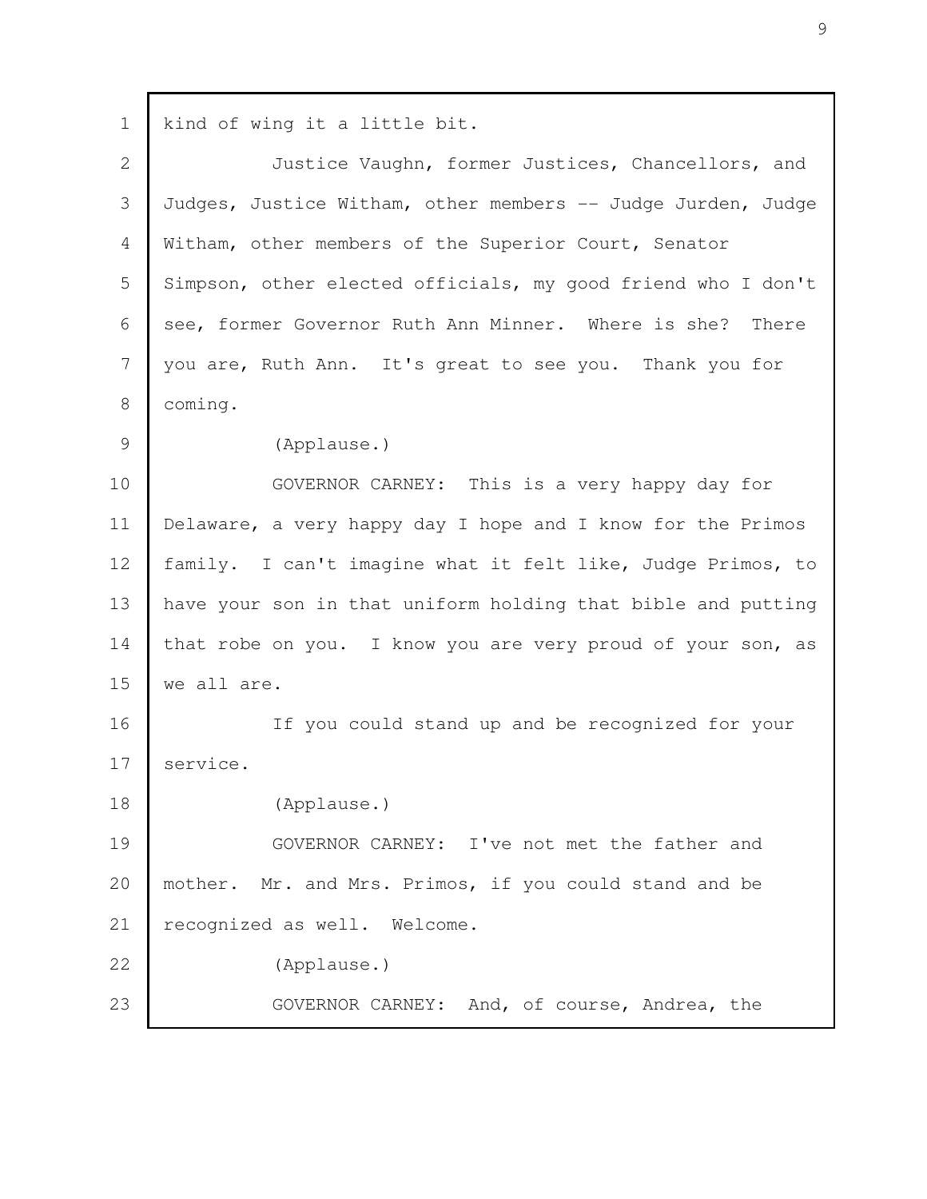kind of wing it a little bit.

Justice Vaughn, former Justices, Chancellors, and Judges, Justice Witham, other members -- Judge Jurden, Judge Witham, other members of the Superior Court, Senator Simpson, other elected officials, my good friend who I don't see, former Governor Ruth Ann Minner. Where is she? There you are, Ruth Ann. It's great to see you. Thank you for coming.

(Applause.)

GOVERNOR CARNEY: This is a very happy day for Delaware, a very happy day I hope and I know for the Primos family. I can't imagine what it felt like, Judge Primos, to have your son in that uniform holding that bible and putting that robe on you. I know you are very proud of your son, as we all are.

If you could stand up and be recognized for your service.

(Applause.)

GOVERNOR CARNEY: I've not met the father and mother. Mr. and Mrs. Primos, if you could stand and be recognized as well. Welcome.

(Applause.)

GOVERNOR CARNEY: And, of course, Andrea, the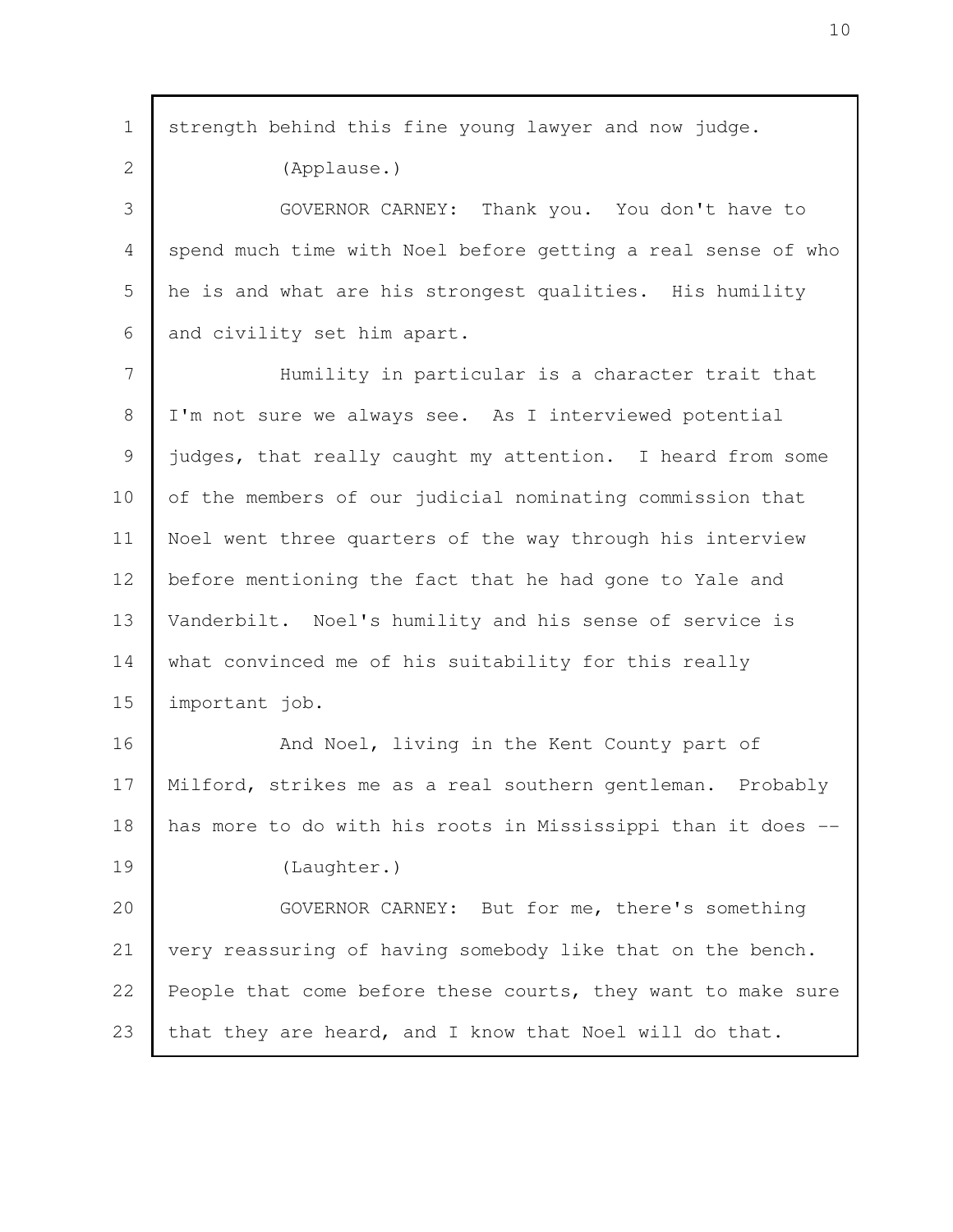strength behind this fine young lawyer and now judge.

(Applause.)

GOVERNOR CARNEY: Thank you. You don't have to spend much time with Noel before getting a real sense of who he is and what are his strongest qualities. His humility and civility set him apart.

Humility in particular is a character trait that I'm not sure we always see. As I interviewed potential judges, that really caught my attention. I heard from some of the members of our judicial nominating commission that Noel went three quarters of the way through his interview before mentioning the fact that he had gone to Yale and Vanderbilt. Noel's humility and his sense of service is what convinced me of his suitability for this really important job.

And Noel, living in the Kent County part of Milford, strikes me as a real southern gentleman. Probably has more to do with his roots in Mississippi than it does --

(Laughter.)

GOVERNOR CARNEY: But for me, there's something very reassuring of having somebody like that on the bench. People that come before these courts, they want to make sure that they are heard, and I know that Noel will do that.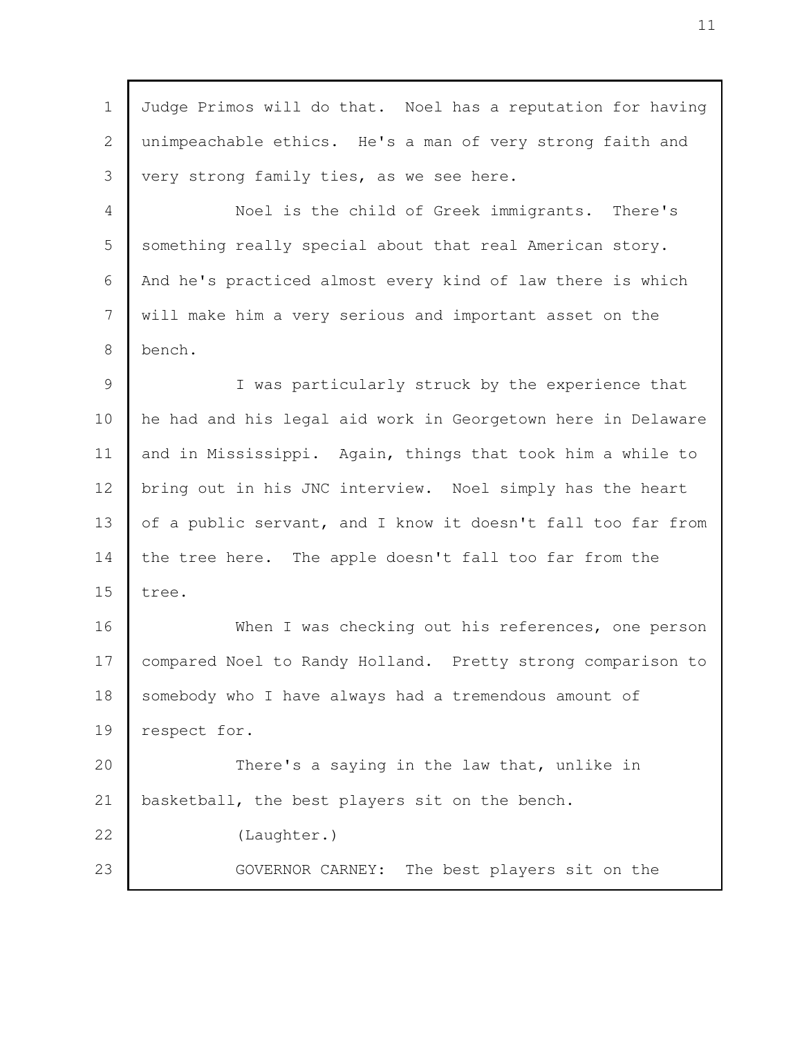Judge Primos will do that. Noel has a reputation for having unimpeachable ethics. He's a man of very strong faith and very strong family ties, as we see here.

Noel is the child of Greek immigrants. There's something really special about that real American story. And he's practiced almost every kind of law there is which will make him a very serious and important asset on the bench.

I was particularly struck by the experience that he had and his legal aid work in Georgetown here in Delaware and in Mississippi. Again, things that took him a while to bring out in his JNC interview. Noel simply has the heart of a public servant, and I know it doesn't fall too far from the tree here. The apple doesn't fall too far from the tree.

When I was checking out his references, one person compared Noel to Randy Holland. Pretty strong comparison to somebody who I have always had a tremendous amount of respect for.

There's a saying in the law that, unlike in basketball, the best players sit on the bench.

(Laughter.)

GOVERNOR CARNEY: The best players sit on the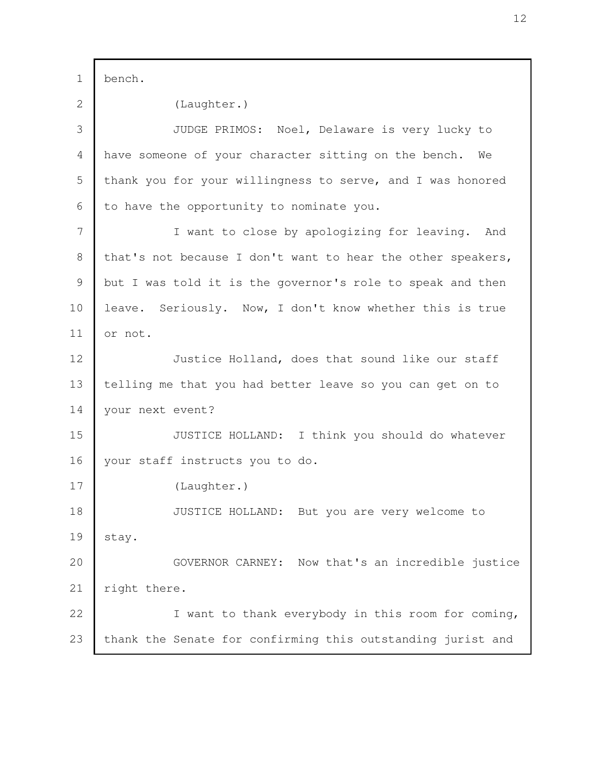bench.

(Laughter.)

JUDGE PRIMOS: Noel, Delaware is very lucky to have someone of your character sitting on the bench. We thank you for your willingness to serve, and I was honored to have the opportunity to nominate you.

I want to close by apologizing for leaving. And that's not because I don't want to hear the other speakers, but I was told it is the governor's role to speak and then leave. Seriously. Now, I don't know whether this is true or not.

Justice Holland, does that sound like our staff telling me that you had better leave so you can get on to your next event?

JUSTICE HOLLAND: I think you should do whatever your staff instructs you to do.

(Laughter.)

JUSTICE HOLLAND: But you are very welcome to stay.

GOVERNOR CARNEY: Now that's an incredible justice right there.

I want to thank everybody in this room for coming, thank the Senate for confirming this outstanding jurist and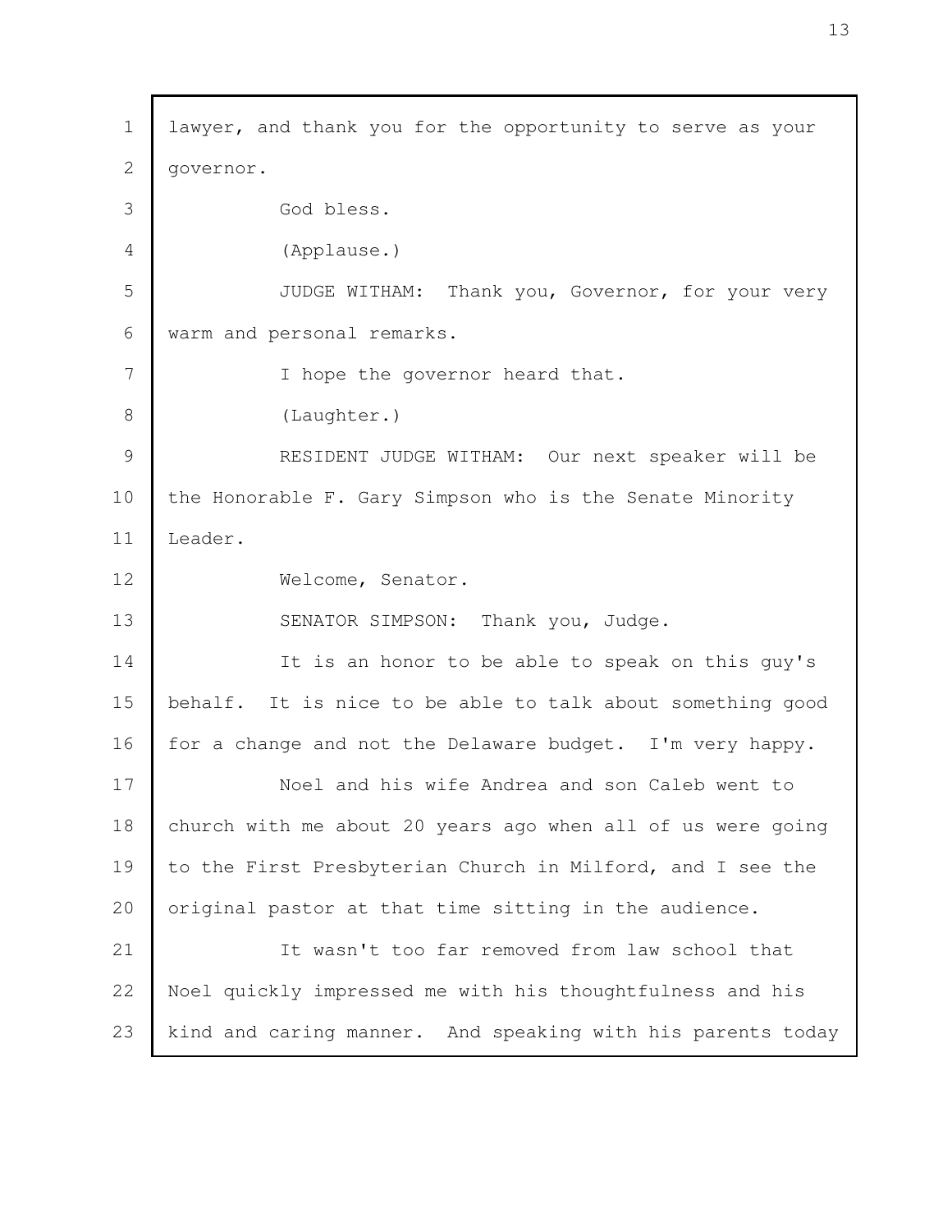lawyer, and thank you for the opportunity to serve as your governor.

God bless.

(Applause.)

JUDGE WITHAM: Thank you, Governor, for your very warm and personal remarks.

I hope the governor heard that.

(Laughter.)

RESIDENT JUDGE WITHAM: Our next speaker will be the Honorable F. Gary Simpson who is the Senate Minority Leader.

Welcome, Senator.

SENATOR SIMPSON: Thank you, Judge.

It is an honor to be able to speak on this guy's behalf. It is nice to be able to talk about something good for a change and not the Delaware budget. I'm very happy.

Noel and his wife Andrea and son Caleb went to church with me about 20 years ago when all of us were going to the First Presbyterian Church in Milford, and I see the original pastor at that time sitting in the audience.

It wasn't too far removed from law school that Noel quickly impressed me with his thoughtfulness and his kind and caring manner. And speaking with his parents today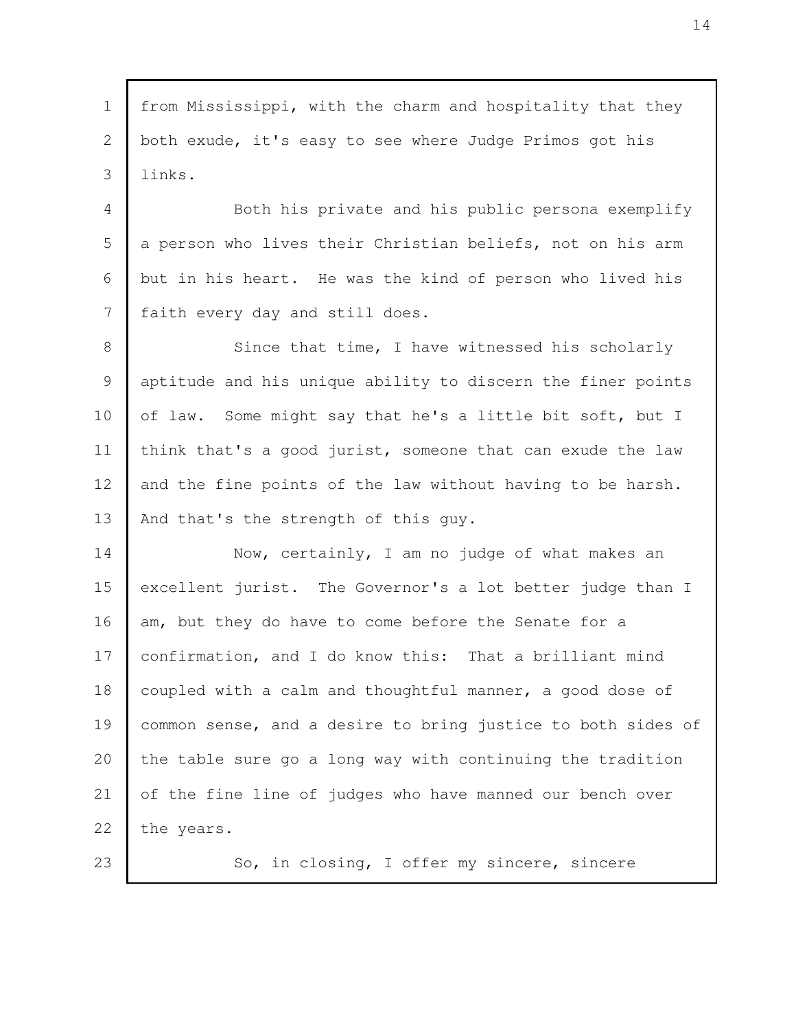from Mississippi, with the charm and hospitality that they both exude, it's easy to see where Judge Primos got his links.

Both his private and his public persona exemplify a person who lives their Christian beliefs, not on his arm but in his heart. He was the kind of person who lived his faith every day and still does.

Since that time, I have witnessed his scholarly aptitude and his unique ability to discern the finer points of law. Some might say that he's a little bit soft, but I think that's a good jurist, someone that can exude the law and the fine points of the law without having to be harsh. And that's the strength of this guy.

Now, certainly, I am no judge of what makes an excellent jurist. The Governor's a lot better judge than I am, but they do have to come before the Senate for a confirmation, and I do know this: That a brilliant mind coupled with a calm and thoughtful manner, a good dose of common sense, and a desire to bring justice to both sides of the table sure go a long way with continuing the tradition of the fine line of judges who have manned our bench over the years.

So, in closing, I offer my sincere, sincere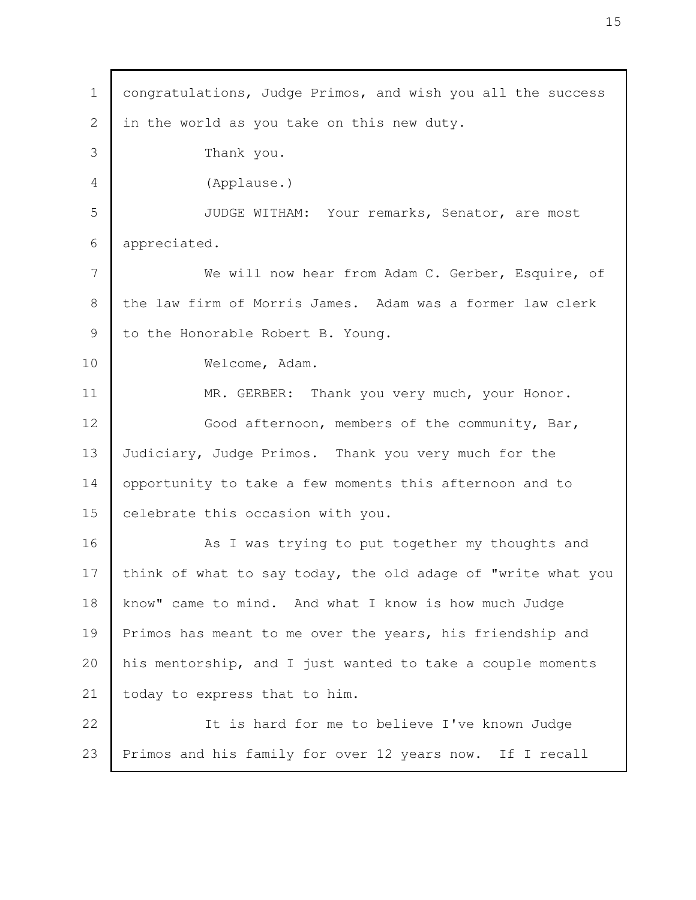congratulations, Judge Primos, and wish you all the success in the world as you take on this new duty.

Thank you.

(Applause.)

JUDGE WITHAM: Your remarks, Senator, are most appreciated.

We will now hear from Adam C. Gerber, Esquire, of the law firm of Morris James. Adam was a former law clerk to the Honorable Robert B. Young.

Welcome, Adam.

MR. GERBER: Thank you very much, your Honor.

Good afternoon, members of the community, Bar, Judiciary, Judge Primos. Thank you very much for the opportunity to take a few moments this afternoon and to celebrate this occasion with you.

As I was trying to put together my thoughts and think of what to say today, the old adage of "write what you know" came to mind. And what I know is how much Judge Primos has meant to me over the years, his friendship and his mentorship, and I just wanted to take a couple moments today to express that to him.

It is hard for me to believe I've known Judge Primos and his family for over 12 years now. If I recall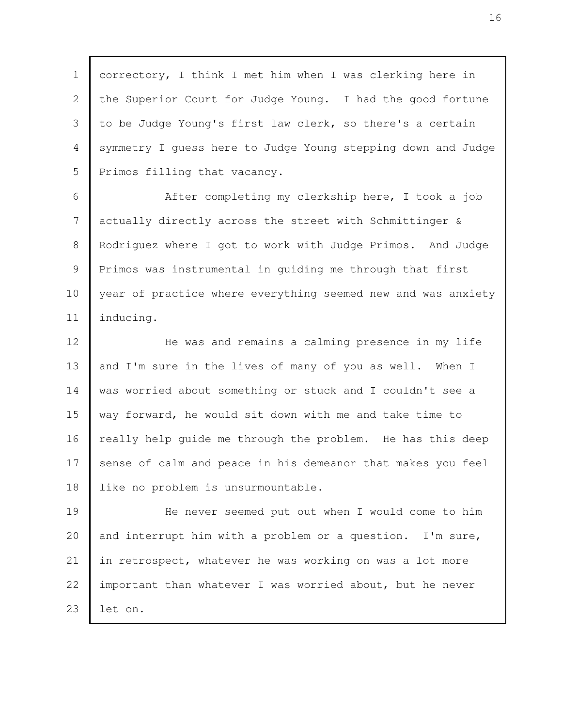correctory, I think I met him when I was clerking here in the Superior Court for Judge Young. I had the good fortune to be Judge Young's first law clerk, so there's a certain symmetry I guess here to Judge Young stepping down and Judge Primos filling that vacancy.

After completing my clerkship here, I took a job actually directly across the street with Schmittinger & Rodriguez where I got to work with Judge Primos. And Judge Primos was instrumental in guiding me through that first year of practice where everything seemed new and was anxiety inducing.

He was and remains a calming presence in my life and I'm sure in the lives of many of you as well. When I was worried about something or stuck and I couldn't see a way forward, he would sit down with me and take time to really help guide me through the problem. He has this deep sense of calm and peace in his demeanor that makes you feel like no problem is unsurmountable.

He never seemed put out when I would come to him and interrupt him with a problem or a question. I'm sure, in retrospect, whatever he was working on was a lot more important than whatever I was worried about, but he never let on.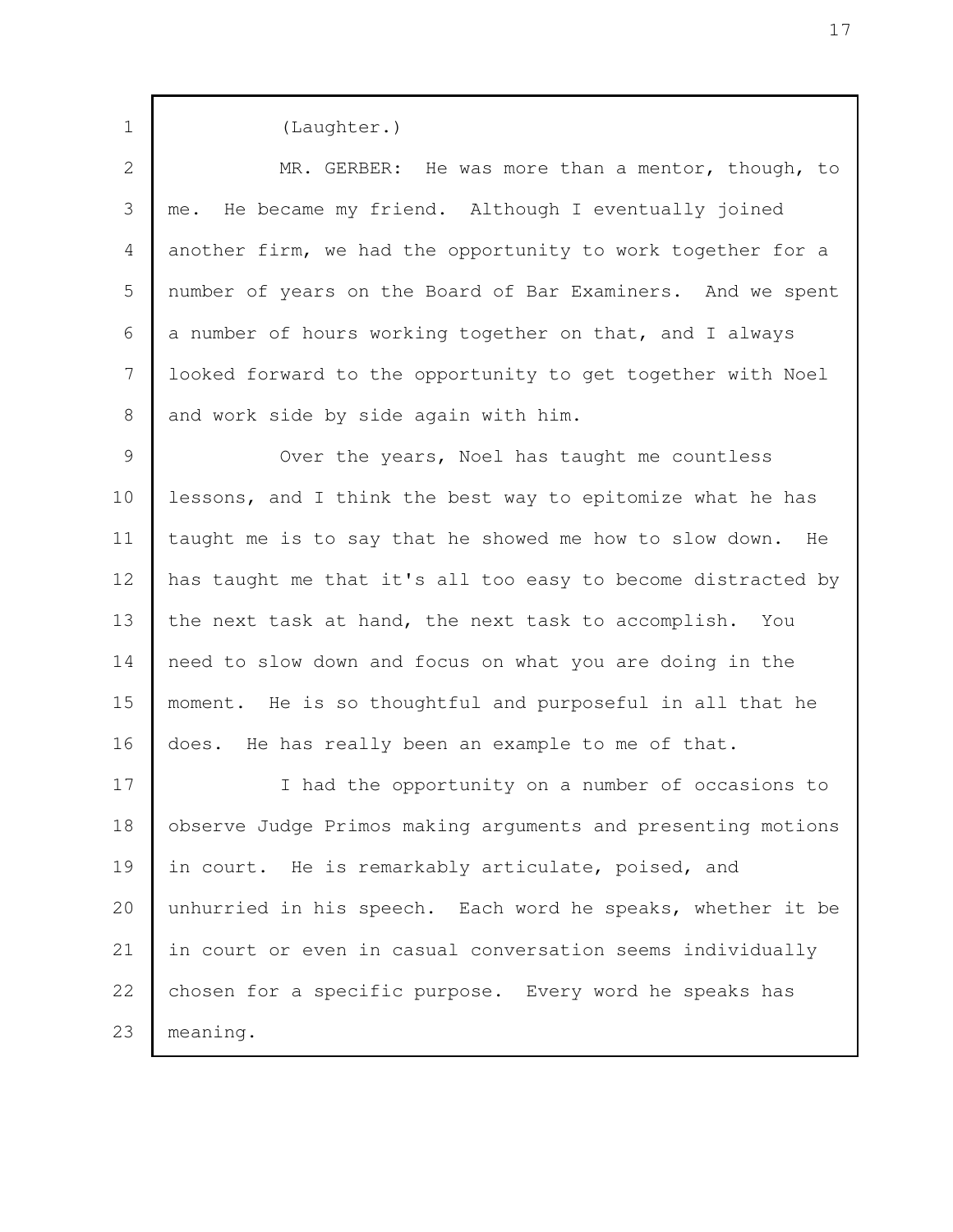(Laughter.)

MR. GERBER: He was more than a mentor, though, to me. He became my friend. Although I eventually joined another firm, we had the opportunity to work together for a number of years on the Board of Bar Examiners. And we spent a number of hours working together on that, and I always looked forward to the opportunity to get together with Noel and work side by side again with him.

Over the years, Noel has taught me countless lessons, and I think the best way to epitomize what he has taught me is to say that he showed me how to slow down. He has taught me that it's all too easy to become distracted by the next task at hand, the next task to accomplish. You need to slow down and focus on what you are doing in the moment. He is so thoughtful and purposeful in all that he does. He has really been an example to me of that.

I had the opportunity on a number of occasions to observe Judge Primos making arguments and presenting motions in court. He is remarkably articulate, poised, and unhurried in his speech. Each word he speaks, whether it be in court or even in casual conversation seems individually chosen for a specific purpose. Every word he speaks has meaning.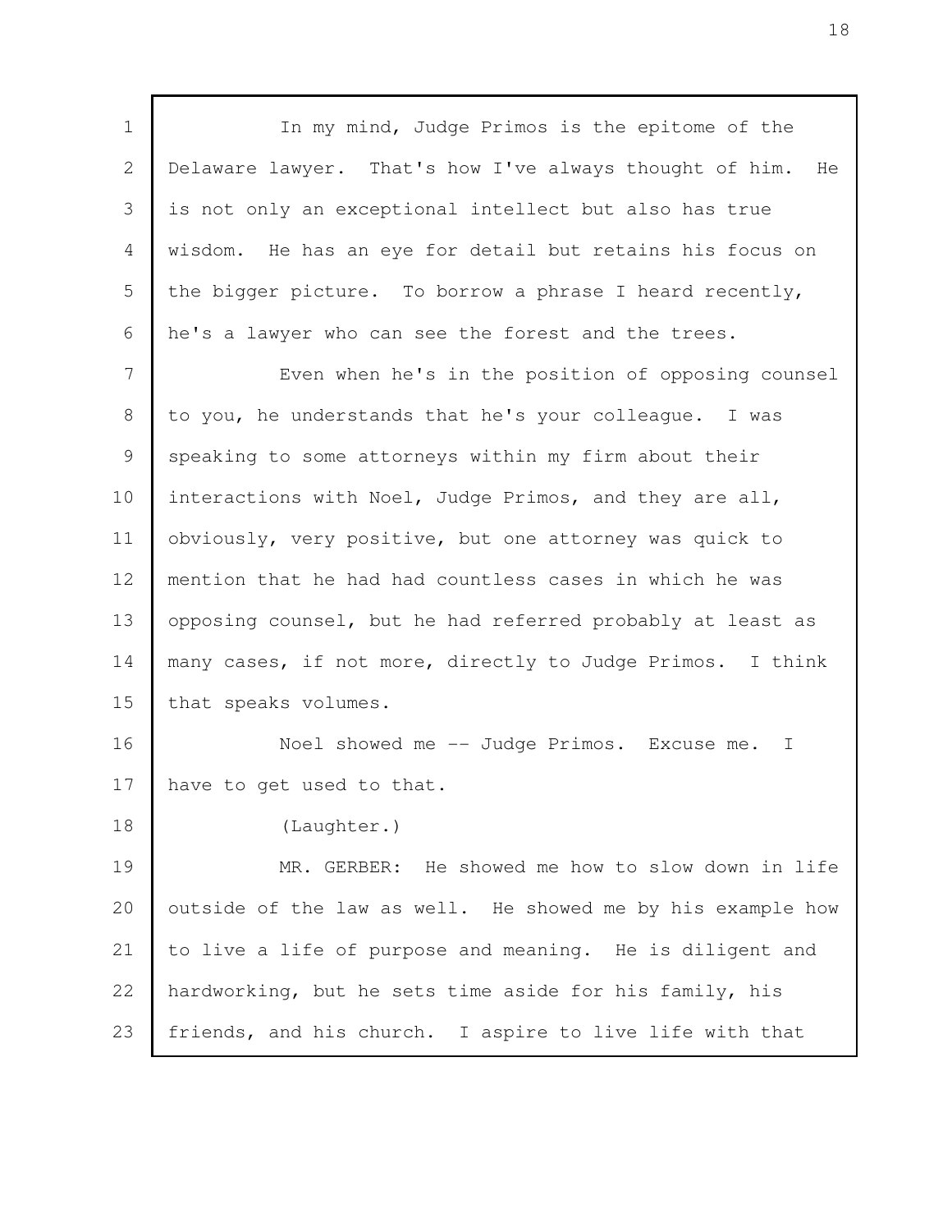In my mind, Judge Primos is the epitome of the Delaware lawyer. That's how I've always thought of him. He is not only an exceptional intellect but also has true wisdom. He has an eye for detail but retains his focus on the bigger picture. To borrow a phrase I heard recently, he's a lawyer who can see the forest and the trees.

Even when he's in the position of opposing counsel to you, he understands that he's your colleague. I was speaking to some attorneys within my firm about their interactions with Noel, Judge Primos, and they are all, obviously, very positive, but one attorney was quick to mention that he had had countless cases in which he was opposing counsel, but he had referred probably at least as many cases, if not more, directly to Judge Primos. I think that speaks volumes.

Noel showed me -- Judge Primos. Excuse me. I have to get used to that.

(Laughter.)

MR. GERBER: He showed me how to slow down in life outside of the law as well. He showed me by his example how to live a life of purpose and meaning. He is diligent and hardworking, but he sets time aside for his family, his friends, and his church. I aspire to live life with that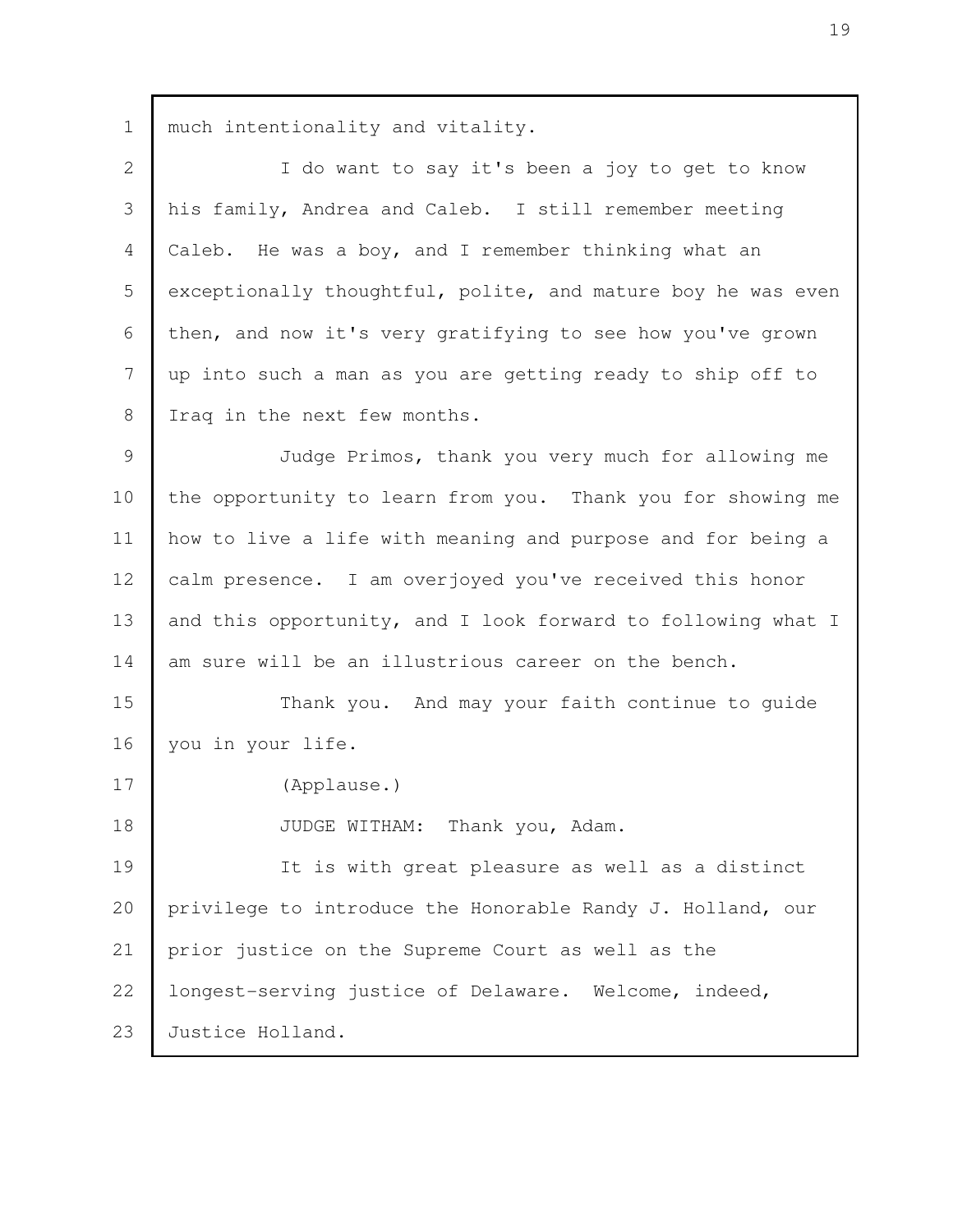much intentionality and vitality.

I do want to say it's been a joy to get to know his family, Andrea and Caleb. I still remember meeting Caleb. He was a boy, and I remember thinking what an exceptionally thoughtful, polite, and mature boy he was even then, and now it's very gratifying to see how you've grown up into such a man as you are getting ready to ship off to Iraq in the next few months.

Judge Primos, thank you very much for allowing me the opportunity to learn from you. Thank you for showing me how to live a life with meaning and purpose and for being a calm presence. I am overjoyed you've received this honor and this opportunity, and I look forward to following what I am sure will be an illustrious career on the bench.

Thank you. And may your faith continue to guide you in your life.

(Applause.)

JUDGE WITHAM: Thank you, Adam.

It is with great pleasure as well as a distinct privilege to introduce the Honorable Randy J. Holland, our prior justice on the Supreme Court as well as the longest-serving justice of Delaware. Welcome, indeed, Justice Holland.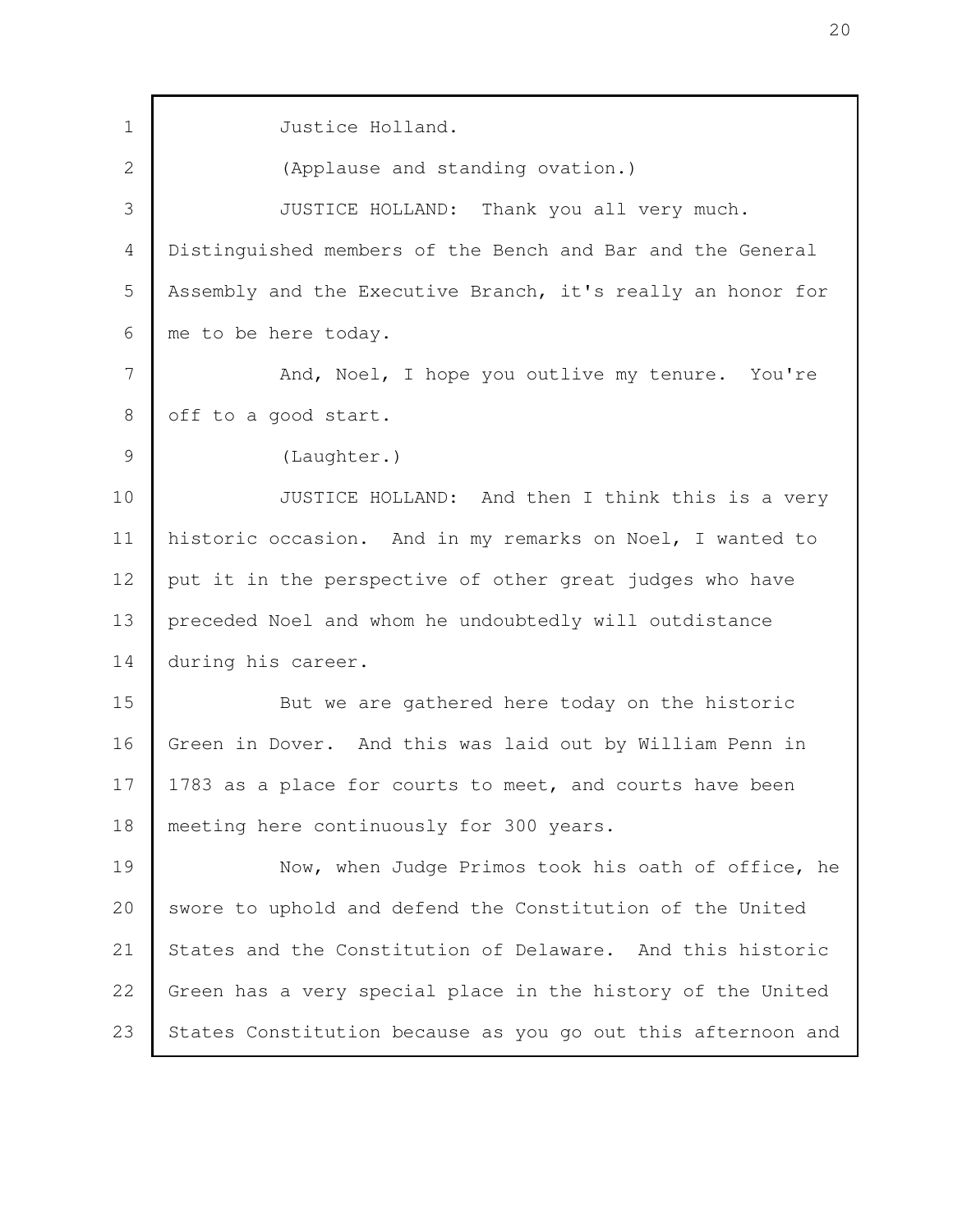Justice Holland.

(Applause and standing ovation.)

JUSTICE HOLLAND: Thank you all very much. Distinguished members of the Bench and Bar and the General Assembly and the Executive Branch, it's really an honor for me to be here today.

And, Noel, I hope you outlive my tenure. You're off to a good start.

(Laughter.)

JUSTICE HOLLAND: And then I think this is a very historic occasion. And in my remarks on Noel, I wanted to put it in the perspective of other great judges who have preceded Noel and whom he undoubtedly will outdistance during his career.

But we are gathered here today on the historic Green in Dover. And this was laid out by William Penn in 1783 as a place for courts to meet, and courts have been meeting here continuously for 300 years.

Now, when Judge Primos took his oath of office, he swore to uphold and defend the Constitution of the United States and the Constitution of Delaware. And this historic Green has a very special place in the history of the United States Constitution because as you go out this afternoon and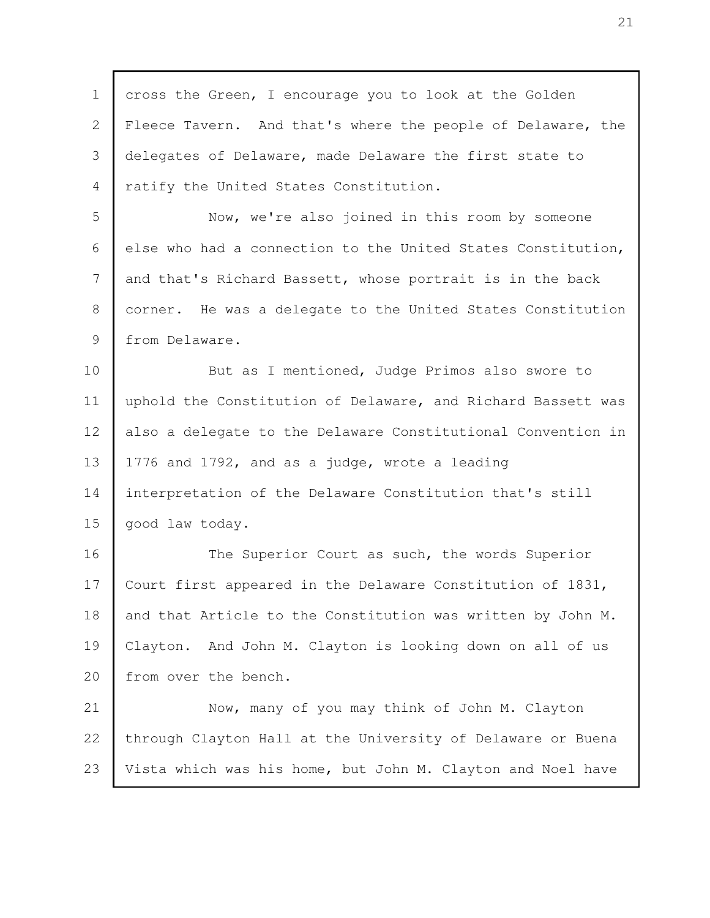cross the Green, I encourage you to look at the Golden Fleece Tavern. And that's where the people of Delaware, the delegates of Delaware, made Delaware the first state to ratify the United States Constitution.

Now, we're also joined in this room by someone else who had a connection to the United States Constitution, and that's Richard Bassett, whose portrait is in the back corner. He was a delegate to the United States Constitution from Delaware.

But as I mentioned, Judge Primos also swore to uphold the Constitution of Delaware, and Richard Bassett was also a delegate to the Delaware Constitutional Convention in 1776 and 1792, and as a judge, wrote a leading interpretation of the Delaware Constitution that's still good law today.

The Superior Court as such, the words Superior Court first appeared in the Delaware Constitution of 1831, and that Article to the Constitution was written by John M. Clayton. And John M. Clayton is looking down on all of us from over the bench.

Now, many of you may think of John M. Clayton through Clayton Hall at the University of Delaware or Buena Vista which was his home, but John M. Clayton and Noel have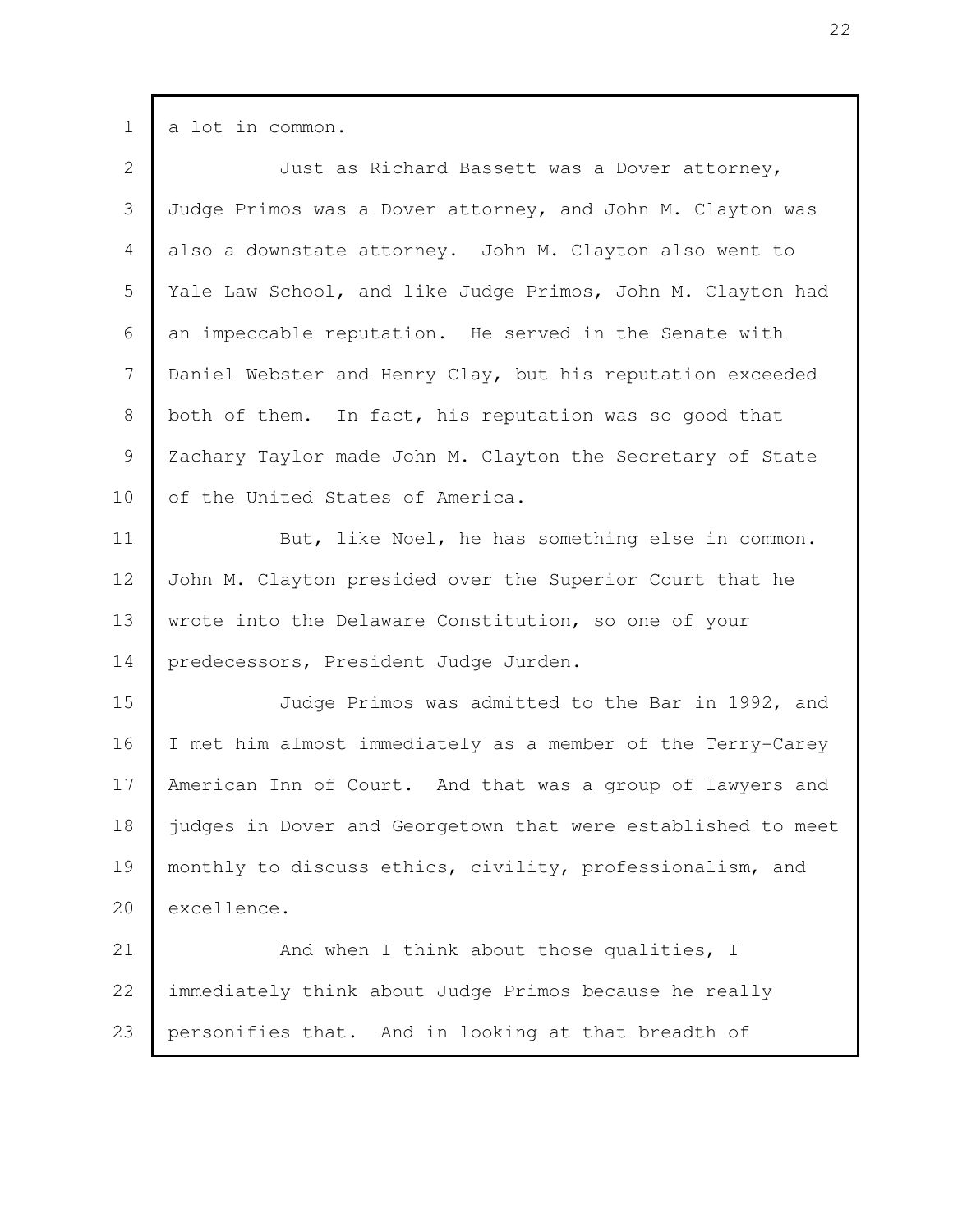a lot in common.

Just as Richard Bassett was a Dover attorney, Judge Primos was a Dover attorney, and John M. Clayton was also a downstate attorney. John M. Clayton also went to Yale Law School, and like Judge Primos, John M. Clayton had an impeccable reputation. He served in the Senate with Daniel Webster and Henry Clay, but his reputation exceeded both of them. In fact, his reputation was so good that Zachary Taylor made John M. Clayton the Secretary of State of the United States of America.

But, like Noel, he has something else in common. John M. Clayton presided over the Superior Court that he wrote into the Delaware Constitution, so one of your predecessors, President Judge Jurden.

Judge Primos was admitted to the Bar in 1992, and I met him almost immediately as a member of the Terry-Carey American Inn of Court. And that was a group of lawyers and judges in Dover and Georgetown that were established to meet monthly to discuss ethics, civility, professionalism, and excellence.

And when I think about those qualities, I immediately think about Judge Primos because he really personifies that. And in looking at that breadth of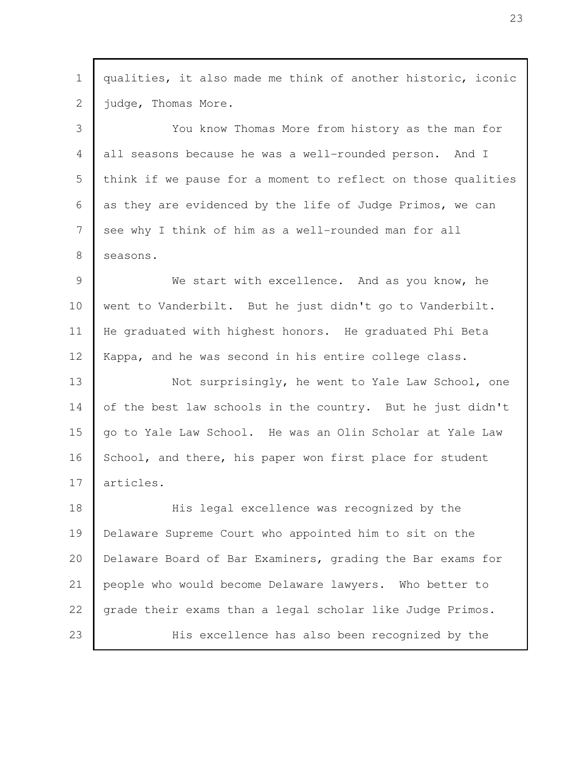qualities, it also made me think of another historic, iconic judge, Thomas More.

You know Thomas More from history as the man for all seasons because he was a well-rounded person. And I think if we pause for a moment to reflect on those qualities as they are evidenced by the life of Judge Primos, we can see why I think of him as a well-rounded man for all seasons.

We start with excellence. And as you know, he went to Vanderbilt. But he just didn't go to Vanderbilt. He graduated with highest honors. He graduated Phi Beta Kappa, and he was second in his entire college class.

Not surprisingly, he went to Yale Law School, one of the best law schools in the country. But he just didn't go to Yale Law School. He was an Olin Scholar at Yale Law School, and there, his paper won first place for student articles.

His legal excellence was recognized by the Delaware Supreme Court who appointed him to sit on the Delaware Board of Bar Examiners, grading the Bar exams for people who would become Delaware lawyers. Who better to grade their exams than a legal scholar like Judge Primos.

His excellence has also been recognized by the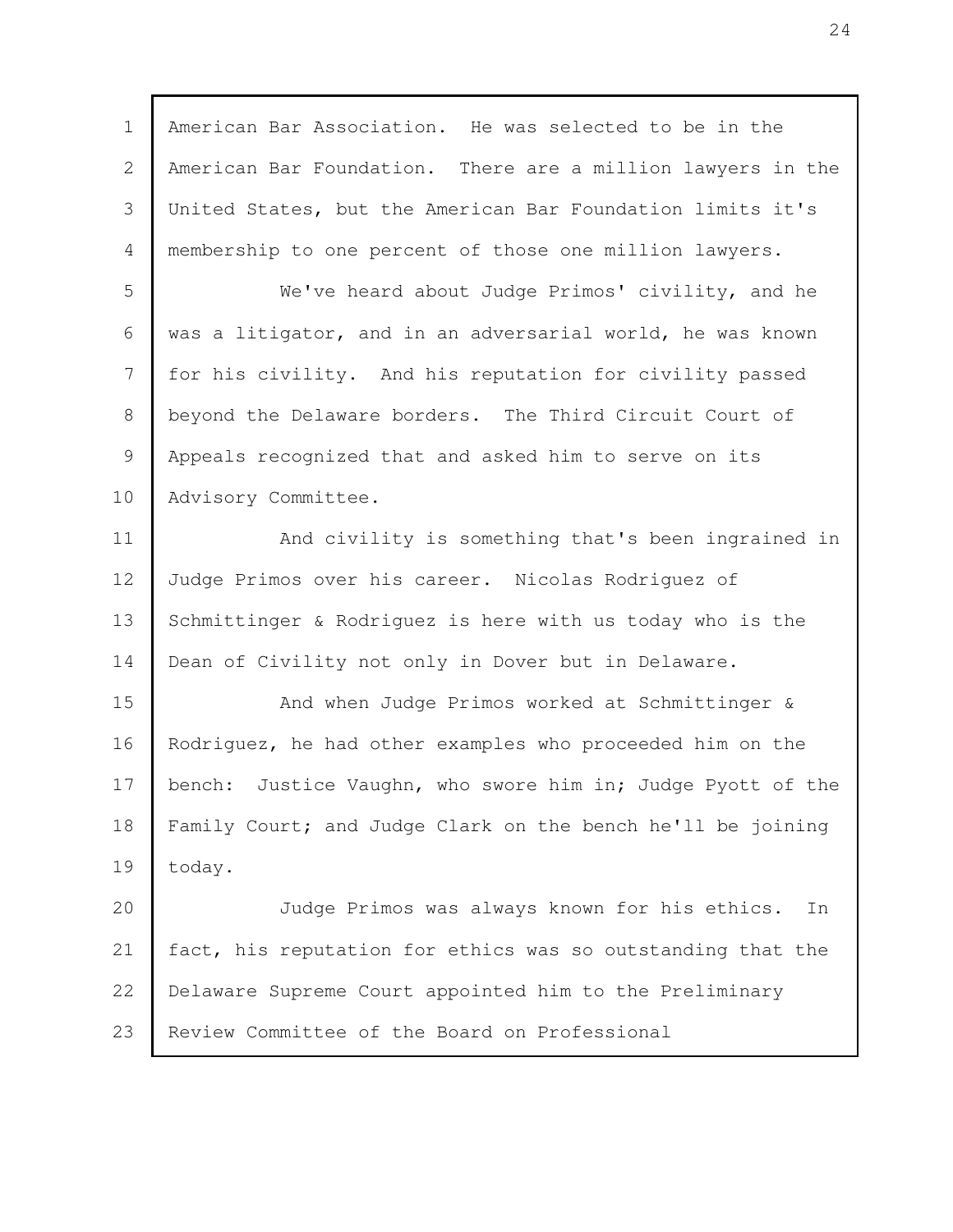American Bar Association. He was selected to be in the American Bar Foundation. There are a million lawyers in the United States, but the American Bar Foundation limits it's membership to one percent of those one million lawyers.

We've heard about Judge Primos' civility, and he was a litigator, and in an adversarial world, he was known for his civility. And his reputation for civility passed beyond the Delaware borders. The Third Circuit Court of Appeals recognized that and asked him to serve on its Advisory Committee.

And civility is something that's been ingrained in Judge Primos over his career. Nicolas Rodriguez of Schmittinger & Rodriguez is here with us today who is the Dean of Civility not only in Dover but in Delaware.

And when Judge Primos worked at Schmittinger & Rodriguez, he had other examples who proceeded him on the bench: Justice Vaughn, who swore him in; Judge Pyott of the Family Court; and Judge Clark on the bench he'll be joining today.

Judge Primos was always known for his ethics. In fact, his reputation for ethics was so outstanding that the Delaware Supreme Court appointed him to the Preliminary Review Committee of the Board on Professional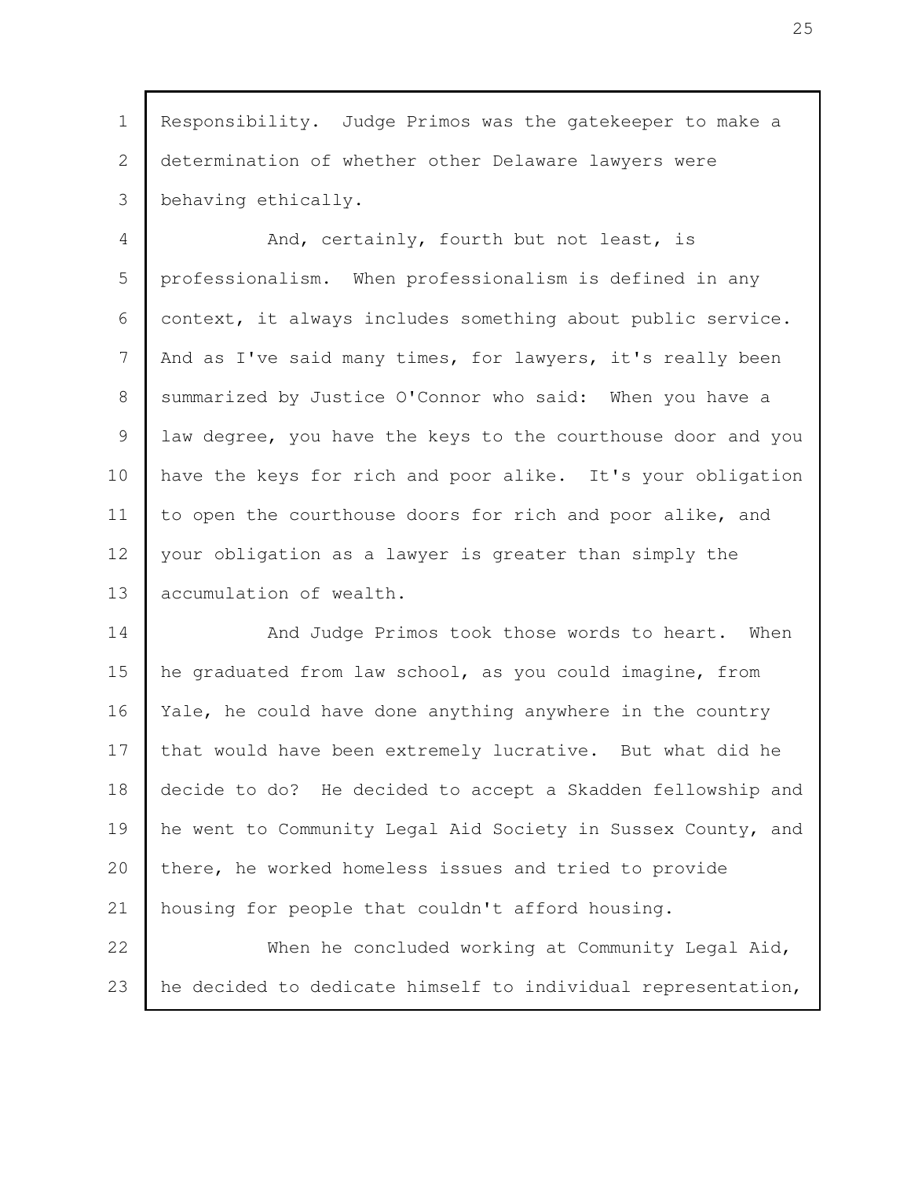Responsibility. Judge Primos was the gatekeeper to make a determination of whether other Delaware lawyers were behaving ethically.

And, certainly, fourth but not least, is professionalism. When professionalism is defined in any context, it always includes something about public service. And as I've said many times, for lawyers, it's really been summarized by Justice O'Connor who said: When you have a law degree, you have the keys to the courthouse door and you have the keys for rich and poor alike. It's your obligation to open the courthouse doors for rich and poor alike, and your obligation as a lawyer is greater than simply the accumulation of wealth.

And Judge Primos took those words to heart. When he graduated from law school, as you could imagine, from Yale, he could have done anything anywhere in the country that would have been extremely lucrative. But what did he decide to do? He decided to accept a Skadden fellowship and he went to Community Legal Aid Society in Sussex County, and there, he worked homeless issues and tried to provide housing for people that couldn't afford housing.

When he concluded working at Community Legal Aid, he decided to dedicate himself to individual representation,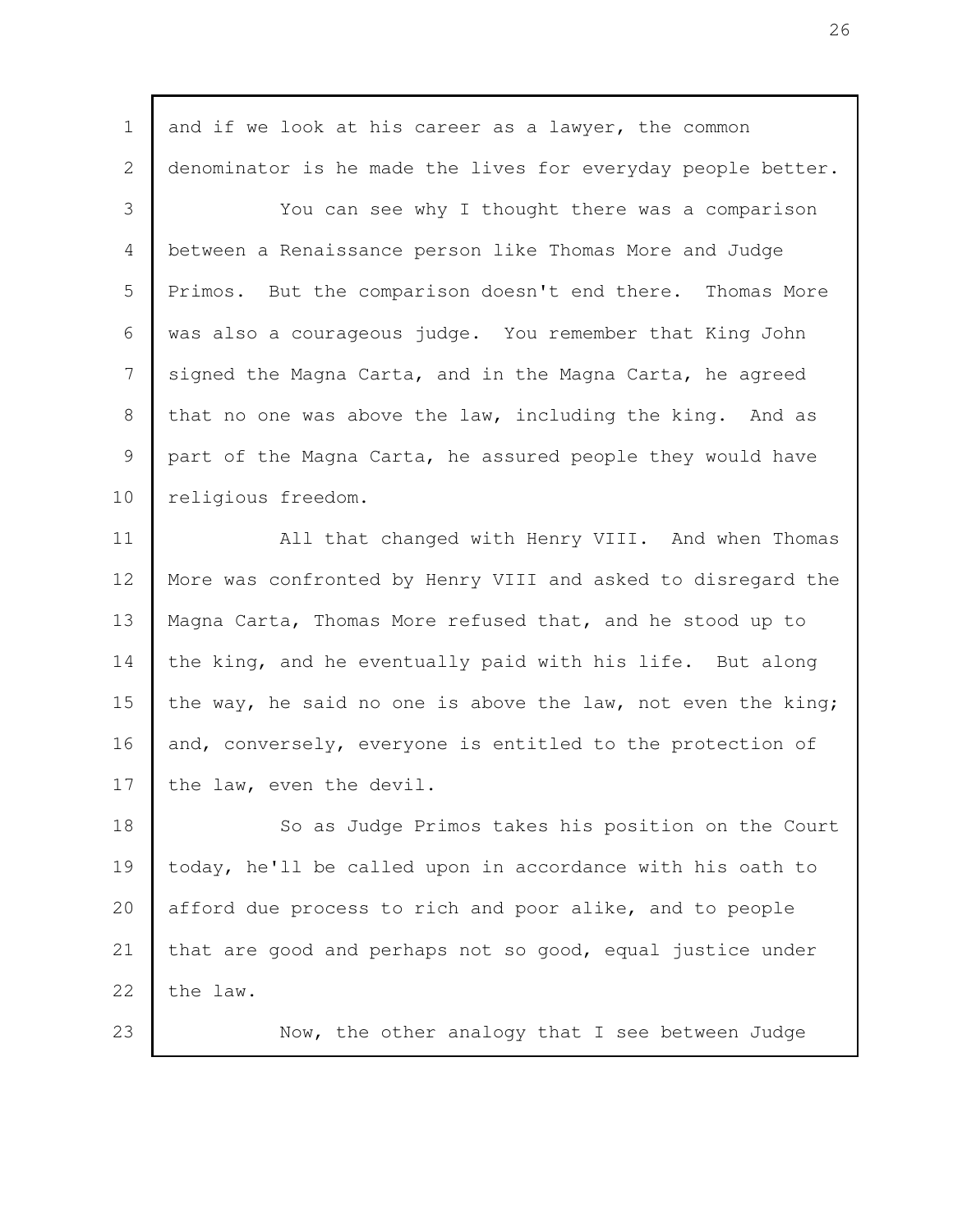and if we look at his career as a lawyer, the common denominator is he made the lives for everyday people better.

You can see why I thought there was a comparison between a Renaissance person like Thomas More and Judge Primos. But the comparison doesn't end there. Thomas More was also a courageous judge. You remember that King John signed the Magna Carta, and in the Magna Carta, he agreed that no one was above the law, including the king. And as part of the Magna Carta, he assured people they would have religious freedom.

All that changed with Henry VIII. And when Thomas More was confronted by Henry VIII and asked to disregard the Magna Carta, Thomas More refused that, and he stood up to the king, and he eventually paid with his life. But along the way, he said no one is above the law, not even the king; and, conversely, everyone is entitled to the protection of the law, even the devil.

So as Judge Primos takes his position on the Court today, he'll be called upon in accordance with his oath to afford due process to rich and poor alike, and to people that are good and perhaps not so good, equal justice under the law.

Now, the other analogy that I see between Judge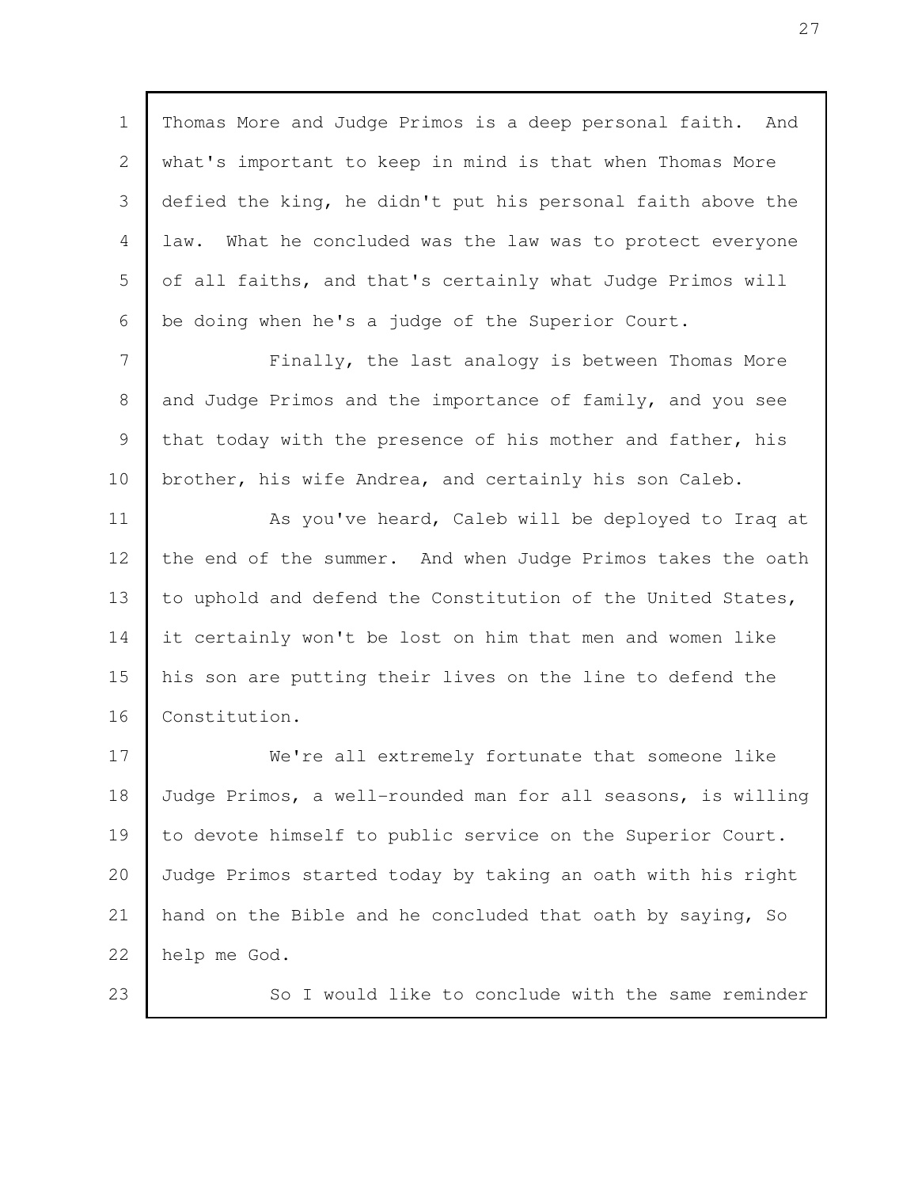Thomas More and Judge Primos is a deep personal faith. And what's important to keep in mind is that when Thomas More defied the king, he didn't put his personal faith above the law. What he concluded was the law was to protect everyone of all faiths, and that's certainly what Judge Primos will be doing when he's a judge of the Superior Court.

Finally, the last analogy is between Thomas More and Judge Primos and the importance of family, and you see that today with the presence of his mother and father, his brother, his wife Andrea, and certainly his son Caleb.

As you've heard, Caleb will be deployed to Iraq at the end of the summer. And when Judge Primos takes the oath to uphold and defend the Constitution of the United States, it certainly won't be lost on him that men and women like his son are putting their lives on the line to defend the Constitution.

We're all extremely fortunate that someone like Judge Primos, a well-rounded man for all seasons, is willing to devote himself to public service on the Superior Court. Judge Primos started today by taking an oath with his right hand on the Bible and he concluded that oath by saying, So help me God.

So I would like to conclude with the same reminder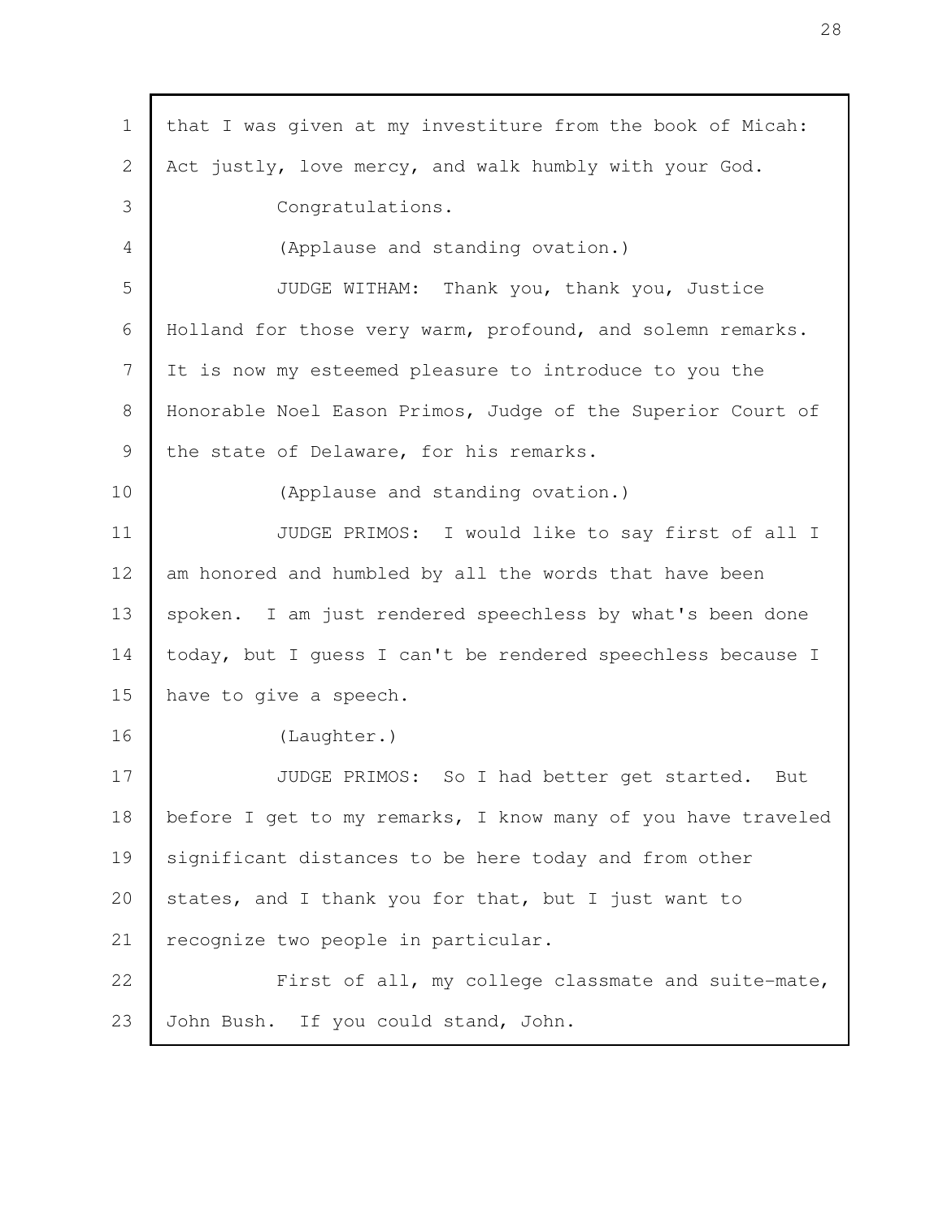that I was given at my investiture from the book of Micah: Act justly, love mercy, and walk humbly with your God.

Congratulations.

(Applause and standing ovation.)

JUDGE WITHAM: Thank you, thank you, Justice Holland for those very warm, profound, and solemn remarks. It is now my esteemed pleasure to introduce to you the Honorable Noel Eason Primos, Judge of the Superior Court of the state of Delaware, for his remarks.

(Applause and standing ovation.)

JUDGE PRIMOS: I would like to say first of all I am honored and humbled by all the words that have been spoken. I am just rendered speechless by what's been done today, but I guess I can't be rendered speechless because I have to give a speech.

(Laughter.)

JUDGE PRIMOS: So I had better get started. But before I get to my remarks, I know many of you have traveled significant distances to be here today and from other states, and I thank you for that, but I just want to recognize two people in particular.

First of all, my college classmate and suite-mate, John Bush. If you could stand, John.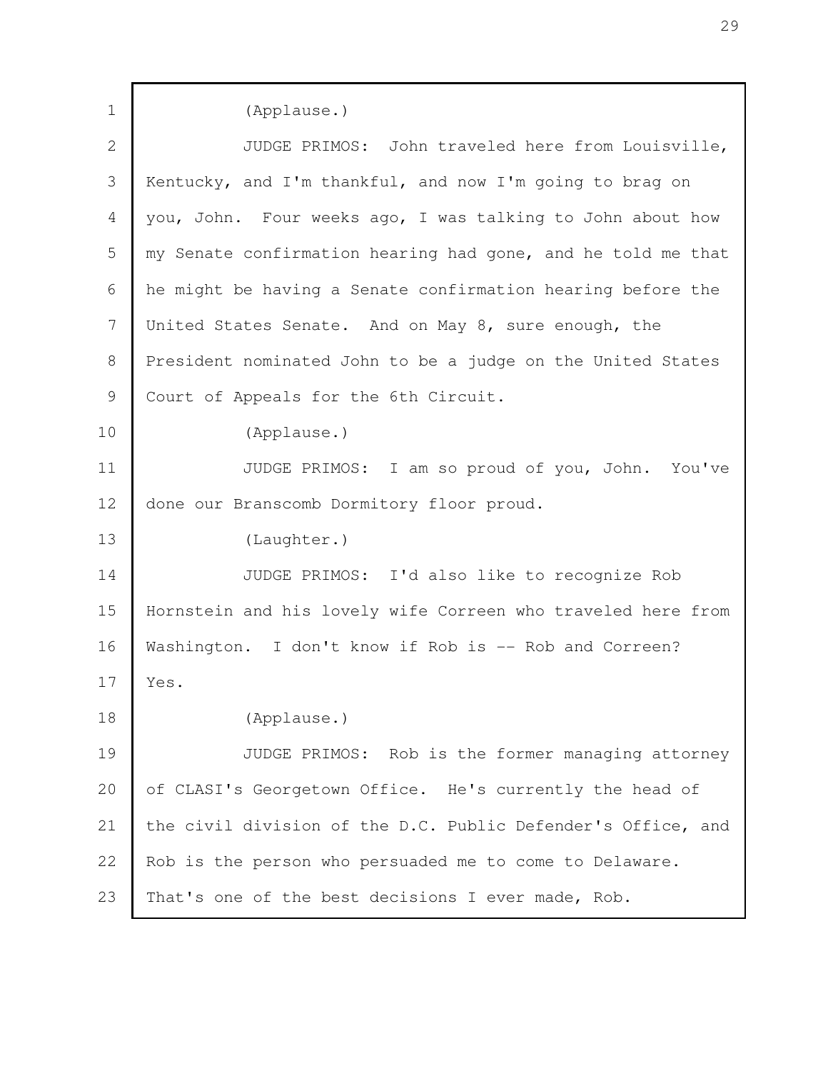(Applause.)

JUDGE PRIMOS: John traveled here from Louisville, Kentucky, and I'm thankful, and now I'm going to brag on you, John. Four weeks ago, I was talking to John about how my Senate confirmation hearing had gone, and he told me that he might be having a Senate confirmation hearing before the United States Senate. And on May 8, sure enough, the President nominated John to be a judge on the United States Court of Appeals for the 6th Circuit.

(Applause.)

JUDGE PRIMOS: I am so proud of you, John. You've done our Branscomb Dormitory floor proud.

(Laughter.)

JUDGE PRIMOS: I'd also like to recognize Rob Hornstein and his lovely wife Correen who traveled here from Washington. I don't know if Rob is -- Rob and Correen? Yes.

(Applause.)

JUDGE PRIMOS: Rob is the former managing attorney of CLASI's Georgetown Office. He's currently the head of the civil division of the D.C. Public Defender's Office, and Rob is the person who persuaded me to come to Delaware. That's one of the best decisions I ever made, Rob.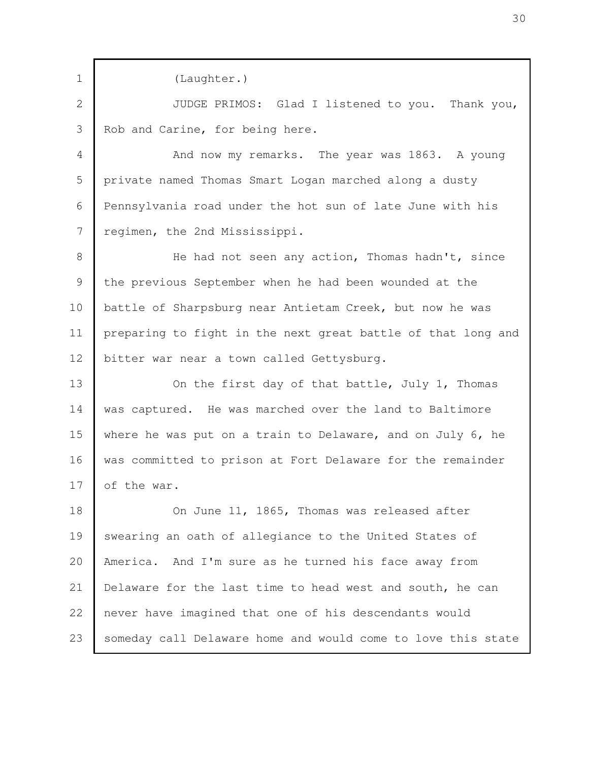(Laughter.)

JUDGE PRIMOS: Glad I listened to you. Thank you, Rob and Carine, for being here.

And now my remarks. The year was 1863. A young private named Thomas Smart Logan marched along a dusty Pennsylvania road under the hot sun of late June with his regimen, the 2nd Mississippi.

He had not seen any action, Thomas hadn't, since the previous September when he had been wounded at the battle of Sharpsburg near Antietam Creek, but now he was preparing to fight in the next great battle of that long and bitter war near a town called Gettysburg.

On the first day of that battle, July 1, Thomas was captured. He was marched over the land to Baltimore where he was put on a train to Delaware, and on July 6, he was committed to prison at Fort Delaware for the remainder of the war.

On June 11, 1865, Thomas was released after swearing an oath of allegiance to the United States of America. And I'm sure as he turned his face away from Delaware for the last time to head west and south, he can never have imagined that one of his descendants would someday call Delaware home and would come to love this state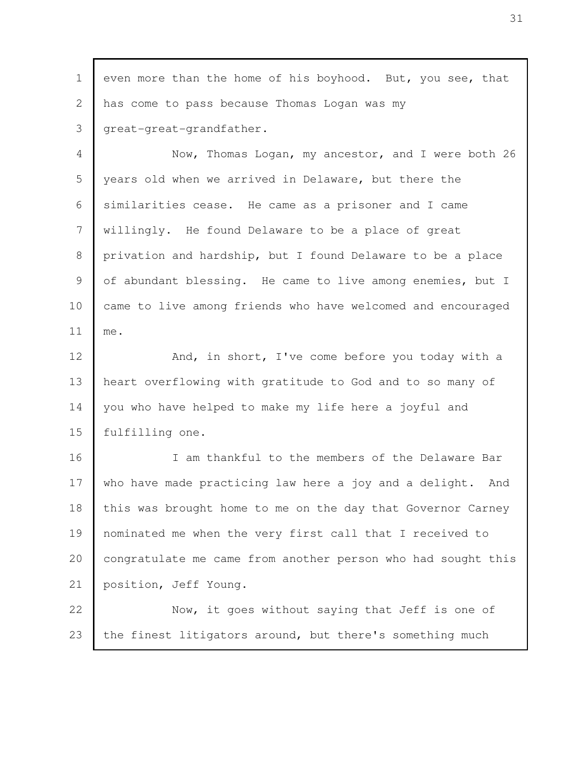even more than the home of his boyhood. But, you see, that has come to pass because Thomas Logan was my great-great-grandfather.

Now, Thomas Logan, my ancestor, and I were both 26 years old when we arrived in Delaware, but there the similarities cease. He came as a prisoner and I came willingly. He found Delaware to be a place of great privation and hardship, but I found Delaware to be a place of abundant blessing. He came to live among enemies, but I came to live among friends who have welcomed and encouraged me.

And, in short, I've come before you today with a heart overflowing with gratitude to God and to so many of you who have helped to make my life here a joyful and fulfilling one.

I am thankful to the members of the Delaware Bar who have made practicing law here a joy and a delight. And this was brought home to me on the day that Governor Carney nominated me when the very first call that I received to congratulate me came from another person who had sought this position, Jeff Young.

Now, it goes without saying that Jeff is one of the finest litigators around, but there's something much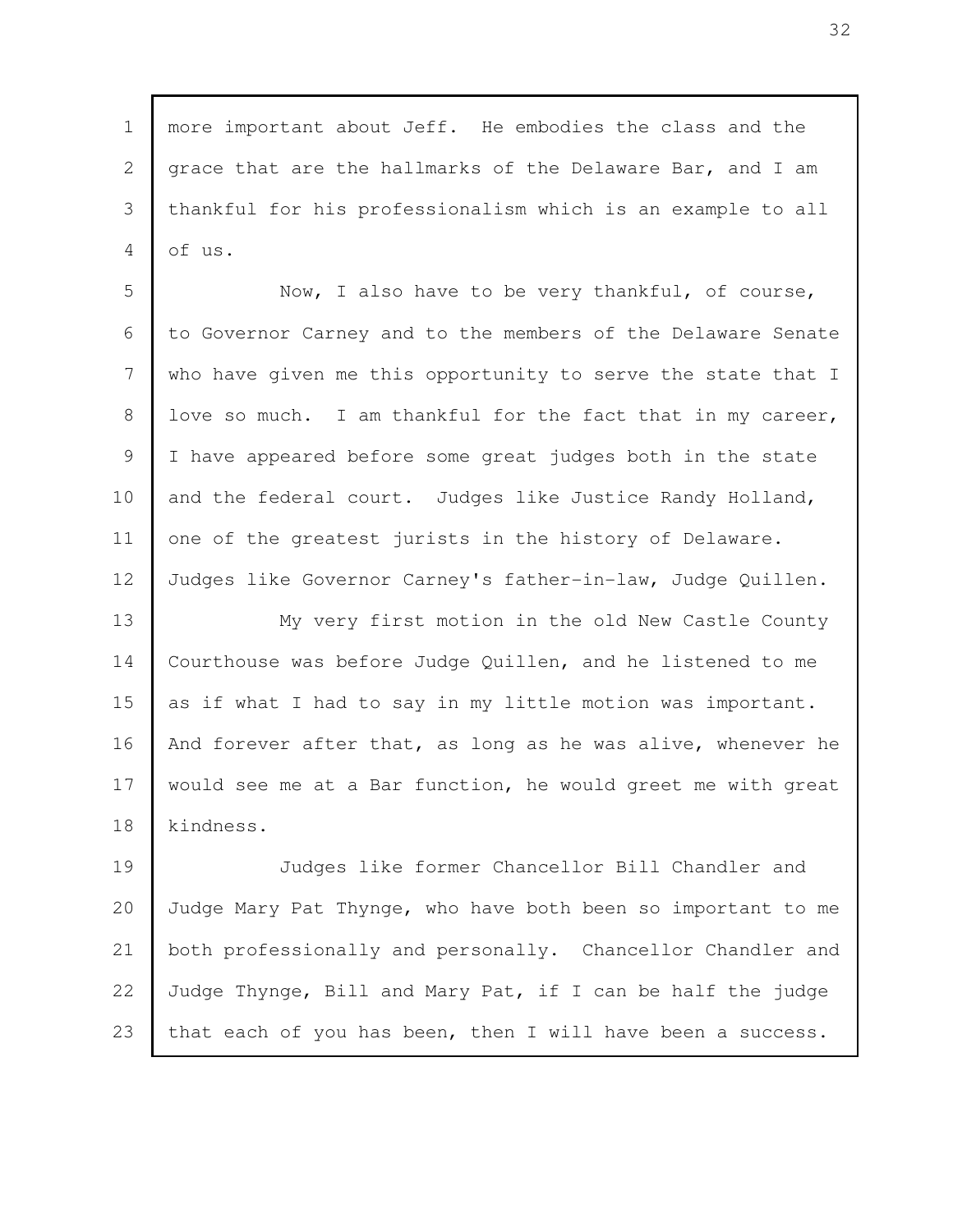more important about Jeff. He embodies the class and the grace that are the hallmarks of the Delaware Bar, and I am thankful for his professionalism which is an example to all of us.

Now, I also have to be very thankful, of course, to Governor Carney and to the members of the Delaware Senate who have given me this opportunity to serve the state that I love so much. I am thankful for the fact that in my career, I have appeared before some great judges both in the state and the federal court. Judges like Justice Randy Holland, one of the greatest jurists in the history of Delaware. Judges like Governor Carney's father-in-law, Judge Quillen.

My very first motion in the old New Castle County Courthouse was before Judge Quillen, and he listened to me as if what I had to say in my little motion was important. And forever after that, as long as he was alive, whenever he would see me at a Bar function, he would greet me with great kindness.

Judges like former Chancellor Bill Chandler and Judge Mary Pat Thynge, who have both been so important to me both professionally and personally. Chancellor Chandler and Judge Thynge, Bill and Mary Pat, if I can be half the judge that each of you has been, then I will have been a success.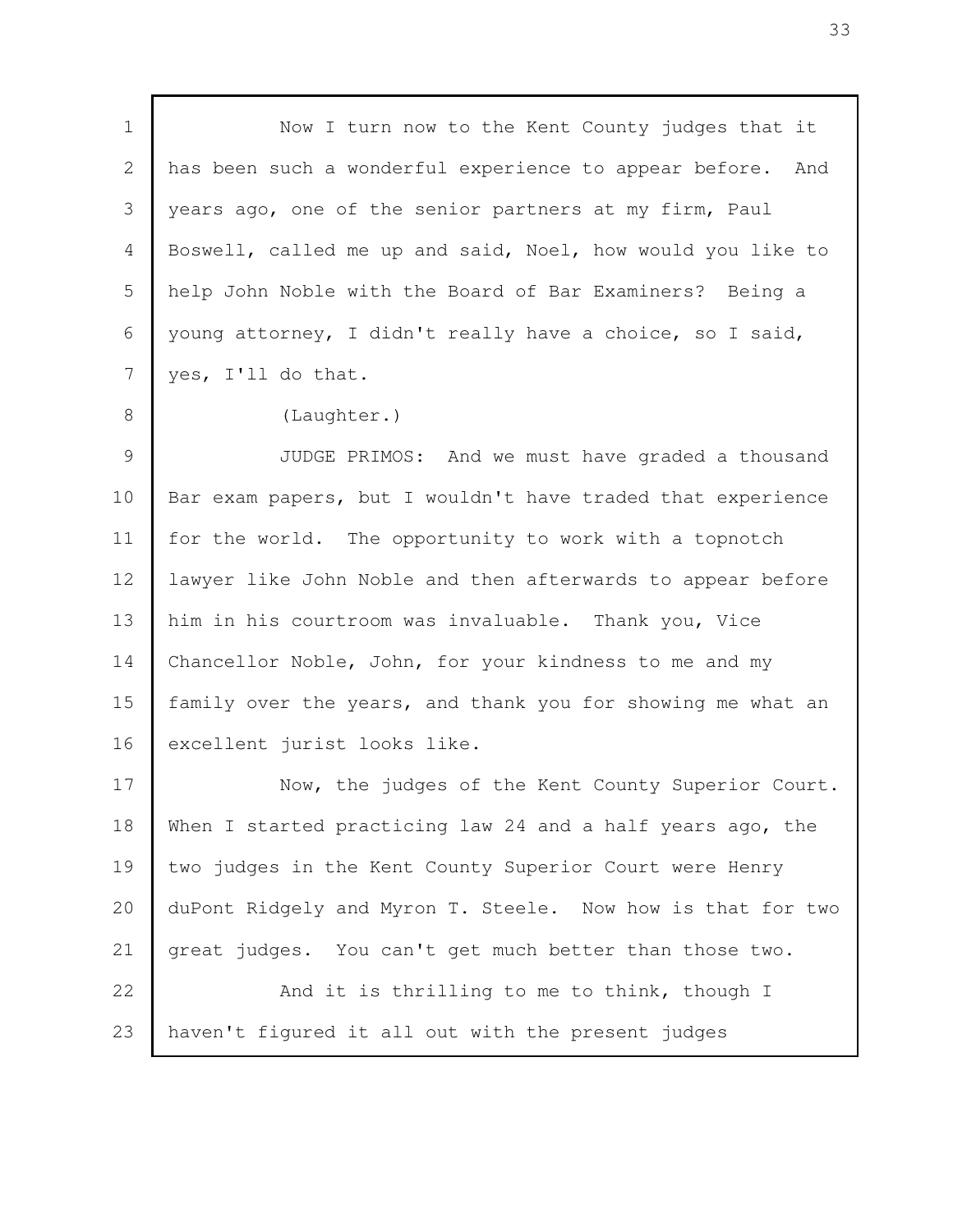Now I turn now to the Kent County judges that it has been such a wonderful experience to appear before. And years ago, one of the senior partners at my firm, Paul Boswell, called me up and said, Noel, how would you like to help John Noble with the Board of Bar Examiners? Being a young attorney, I didn't really have a choice, so I said, yes, I'll do that.

(Laughter.)

JUDGE PRIMOS: And we must have graded a thousand Bar exam papers, but I wouldn't have traded that experience for the world. The opportunity to work with a topnotch lawyer like John Noble and then afterwards to appear before him in his courtroom was invaluable. Thank you, Vice Chancellor Noble, John, for your kindness to me and my family over the years, and thank you for showing me what an excellent jurist looks like.

Now, the judges of the Kent County Superior Court. When I started practicing law 24 and a half years ago, the two judges in the Kent County Superior Court were Henry duPont Ridgely and Myron T. Steele. Now how is that for two great judges. You can't get much better than those two.

And it is thrilling to me to think, though I haven't figured it all out with the present judges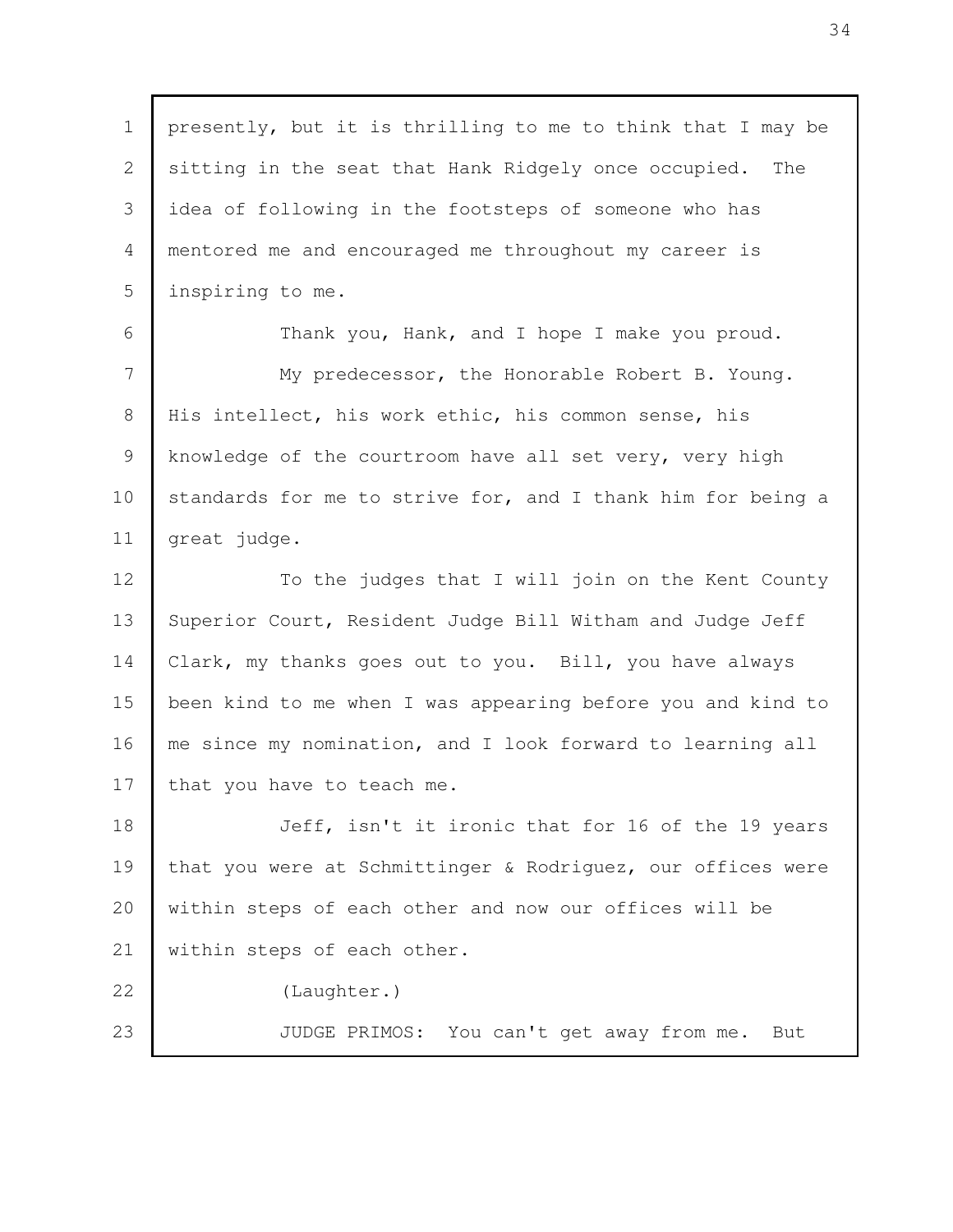presently, but it is thrilling to me to think that I may be sitting in the seat that Hank Ridgely once occupied. The idea of following in the footsteps of someone who has mentored me and encouraged me throughout my career is inspiring to me.

Thank you, Hank, and I hope I make you proud.

My predecessor, the Honorable Robert B. Young. His intellect, his work ethic, his common sense, his knowledge of the courtroom have all set very, very high standards for me to strive for, and I thank him for being a great judge.

To the judges that I will join on the Kent County Superior Court, Resident Judge Bill Witham and Judge Jeff Clark, my thanks goes out to you. Bill, you have always been kind to me when I was appearing before you and kind to me since my nomination, and I look forward to learning all that you have to teach me.

Jeff, isn't it ironic that for 16 of the 19 years that you were at Schmittinger & Rodriguez, our offices were within steps of each other and now our offices will be within steps of each other.

(Laughter.)

JUDGE PRIMOS: You can't get away from me. But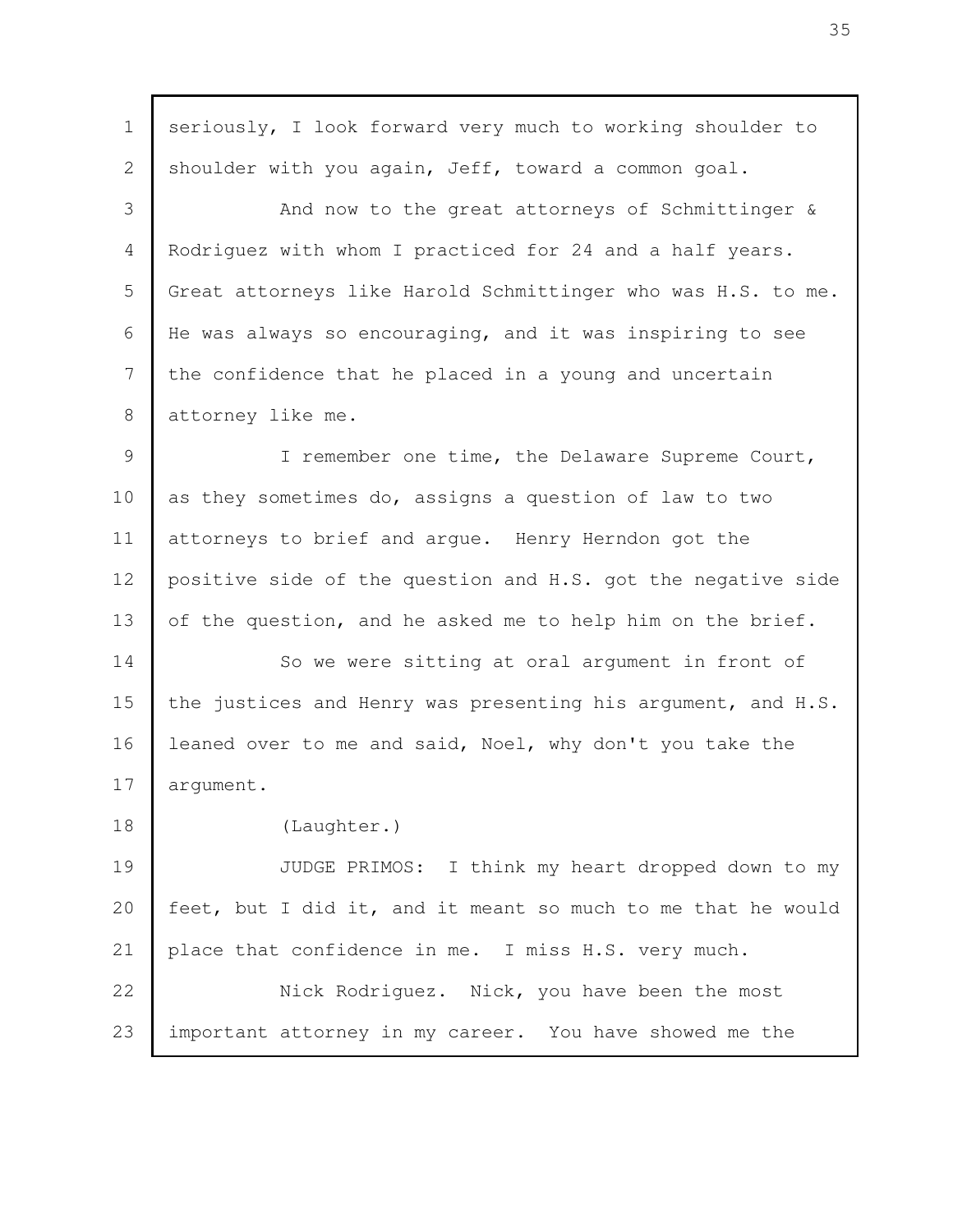seriously, I look forward very much to working shoulder to shoulder with you again, Jeff, toward a common goal.

And now to the great attorneys of Schmittinger & Rodriguez with whom I practiced for 24 and a half years. Great attorneys like Harold Schmittinger who was H.S. to me. He was always so encouraging, and it was inspiring to see the confidence that he placed in a young and uncertain attorney like me.

I remember one time, the Delaware Supreme Court, as they sometimes do, assigns a question of law to two attorneys to brief and argue. Henry Herndon got the positive side of the question and H.S. got the negative side of the question, and he asked me to help him on the brief.

So we were sitting at oral argument in front of the justices and Henry was presenting his argument, and H.S. leaned over to me and said, Noel, why don't you take the argument.

(Laughter.)

JUDGE PRIMOS: I think my heart dropped down to my feet, but I did it, and it meant so much to me that he would place that confidence in me. I miss H.S. very much.

Nick Rodriguez. Nick, you have been the most important attorney in my career. You have showed me the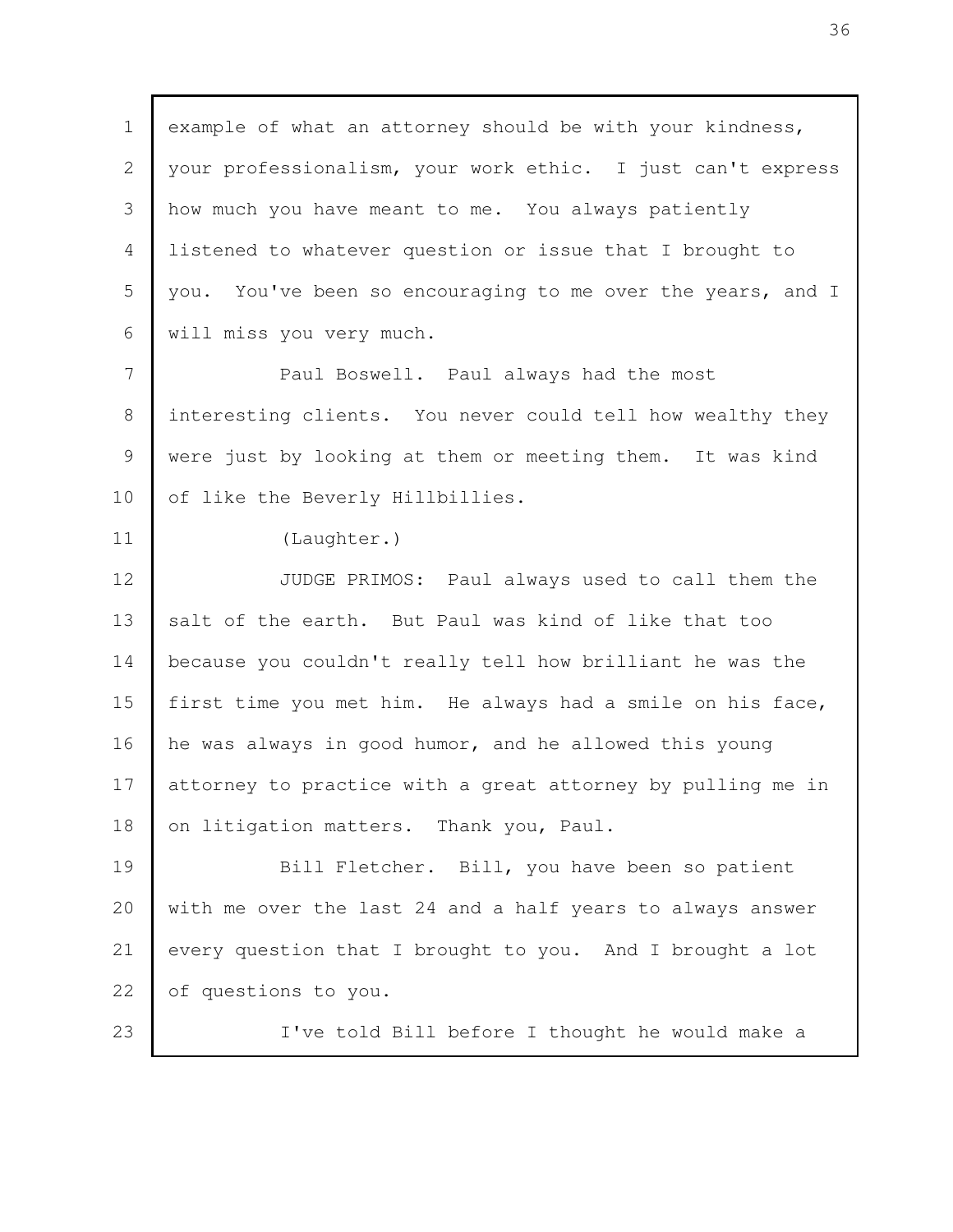example of what an attorney should be with your kindness, your professionalism, your work ethic. I just can't express how much you have meant to me. You always patiently listened to whatever question or issue that I brought to you. You've been so encouraging to me over the years, and I will miss you very much.

Paul Boswell. Paul always had the most interesting clients. You never could tell how wealthy they were just by looking at them or meeting them. It was kind of like the Beverly Hillbillies.

(Laughter.)

JUDGE PRIMOS: Paul always used to call them the salt of the earth. But Paul was kind of like that too because you couldn't really tell how brilliant he was the first time you met him. He always had a smile on his face, he was always in good humor, and he allowed this young attorney to practice with a great attorney by pulling me in on litigation matters. Thank you, Paul.

Bill Fletcher. Bill, you have been so patient with me over the last 24 and a half years to always answer every question that I brought to you. And I brought a lot of questions to you.

I've told Bill before I thought he would make a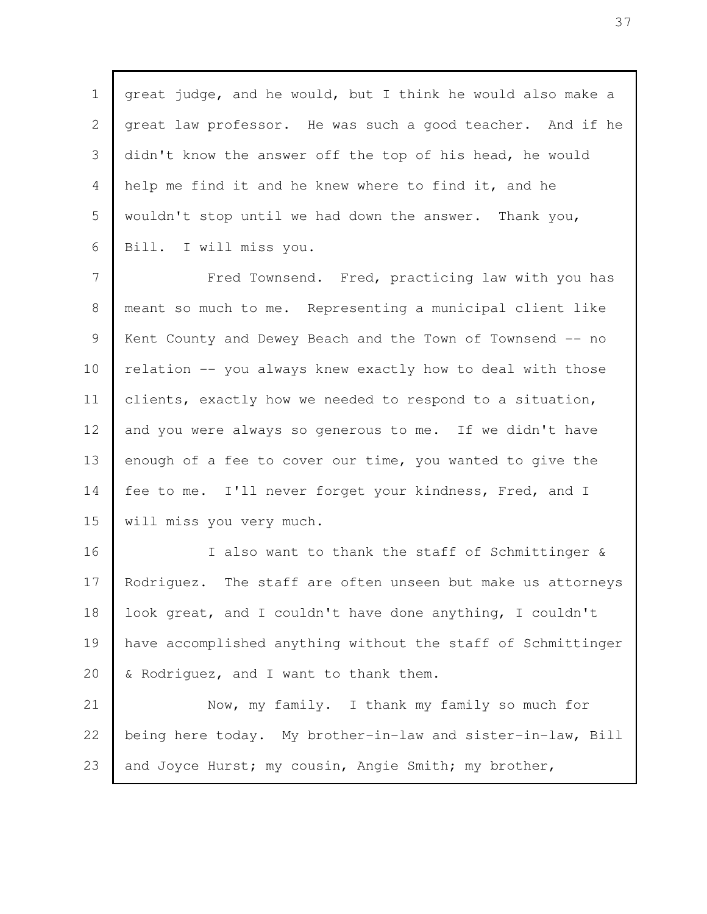great judge, and he would, but I think he would also make a great law professor. He was such a good teacher. And if he didn't know the answer off the top of his head, he would help me find it and he knew where to find it, and he wouldn't stop until we had down the answer. Thank you, Bill. I will miss you.

Fred Townsend. Fred, practicing law with you has meant so much to me. Representing a municipal client like Kent County and Dewey Beach and the Town of Townsend -- no relation -- you always knew exactly how to deal with those clients, exactly how we needed to respond to a situation, and you were always so generous to me. If we didn't have enough of a fee to cover our time, you wanted to give the fee to me. I'll never forget your kindness, Fred, and I will miss you very much.

I also want to thank the staff of Schmittinger & Rodriguez. The staff are often unseen but make us attorneys look great, and I couldn't have done anything, I couldn't have accomplished anything without the staff of Schmittinger & Rodriguez, and I want to thank them.

Now, my family. I thank my family so much for being here today. My brother-in-law and sister-in-law, Bill and Joyce Hurst; my cousin, Angie Smith; my brother,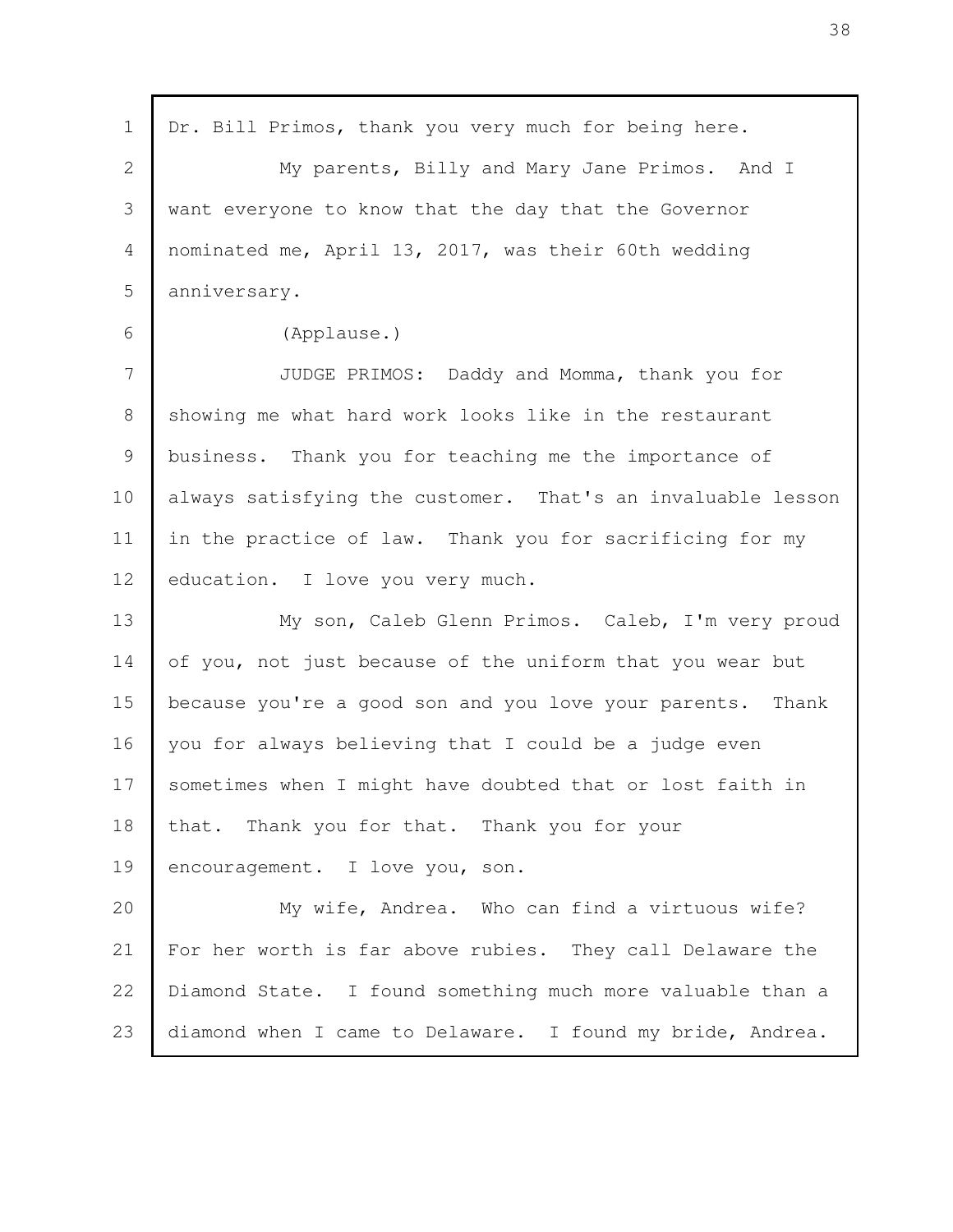Dr. Bill Primos, thank you very much for being here.

My parents, Billy and Mary Jane Primos. And I want everyone to know that the day that the Governor nominated me, April 13, 2017, was their 60th wedding anniversary.

(Applause.)

JUDGE PRIMOS: Daddy and Momma, thank you for showing me what hard work looks like in the restaurant business. Thank you for teaching me the importance of always satisfying the customer. That's an invaluable lesson in the practice of law. Thank you for sacrificing for my education. I love you very much.

My son, Caleb Glenn Primos. Caleb, I'm very proud of you, not just because of the uniform that you wear but because you're a good son and you love your parents. Thank you for always believing that I could be a judge even sometimes when I might have doubted that or lost faith in that. Thank you for that. Thank you for your encouragement. I love you, son.

My wife, Andrea. Who can find a virtuous wife? For her worth is far above rubies. They call Delaware the Diamond State. I found something much more valuable than a diamond when I came to Delaware. I found my bride, Andrea.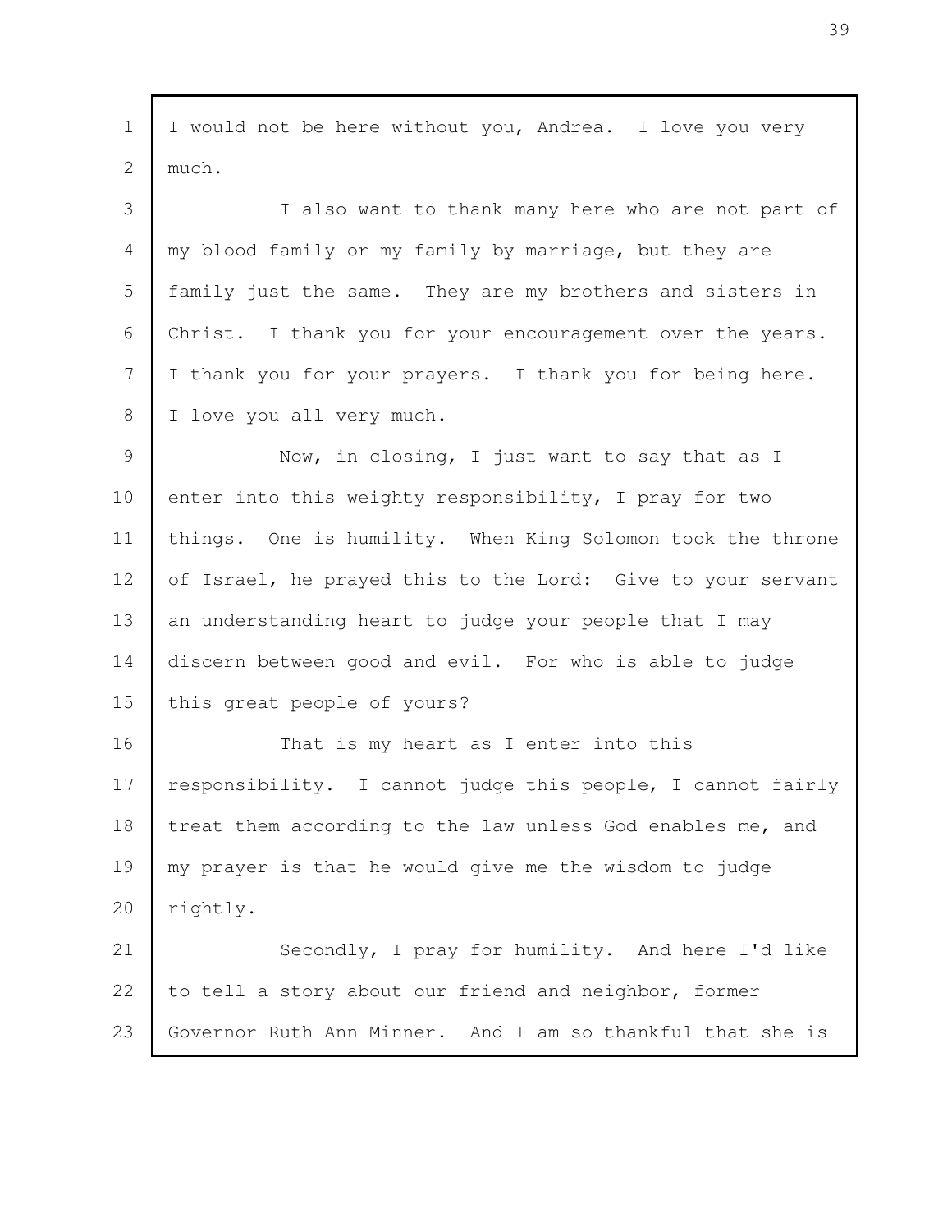I would not be here without you, Andrea. I love you very much.

I also want to thank many here who are not part of my blood family or my family by marriage, but they are family just the same. They are my brothers and sisters in Christ. I thank you for your encouragement over the years. I thank you for your prayers. I thank you for being here. I love you all very much.

Now, in closing, I just want to say that as I enter into this weighty responsibility, I pray for two things. One is humility. When King Solomon took the throne of Israel, he prayed this to the Lord: Give to your servant an understanding heart to judge your people that I may discern between good and evil. For who is able to judge this great people of yours?

That is my heart as I enter into this responsibility. I cannot judge this people, I cannot fairly treat them according to the law unless God enables me, and my prayer is that he would give me the wisdom to judge rightly.

Secondly, I pray for humility. And here I'd like to tell a story about our friend and neighbor, former Governor Ruth Ann Minner. And I am so thankful that she is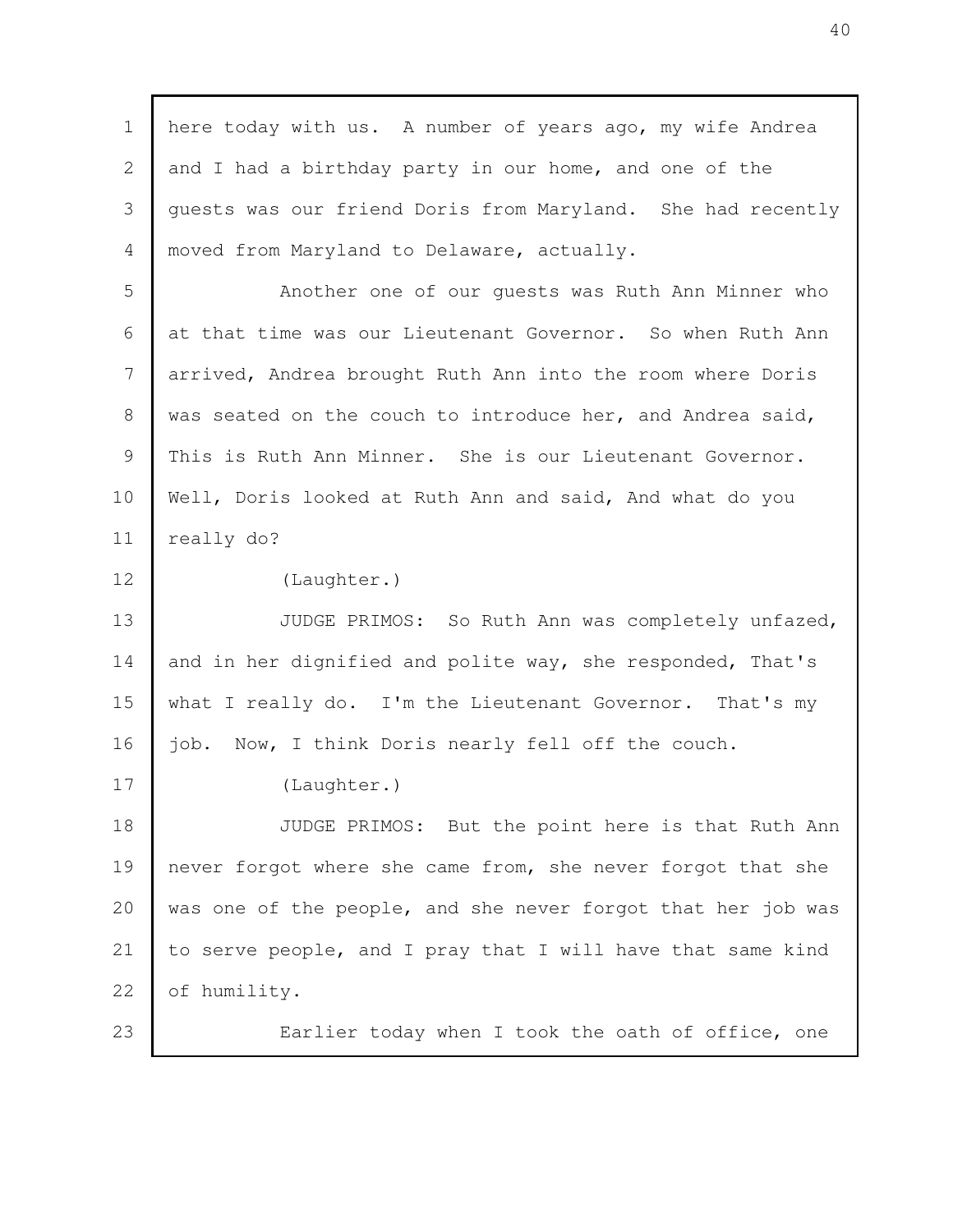here today with us. A number of years ago, my wife Andrea and I had a birthday party in our home, and one of the guests was our friend Doris from Maryland. She had recently moved from Maryland to Delaware, actually.

Another one of our guests was Ruth Ann Minner who at that time was our Lieutenant Governor. So when Ruth Ann arrived, Andrea brought Ruth Ann into the room where Doris was seated on the couch to introduce her, and Andrea said, This is Ruth Ann Minner. She is our Lieutenant Governor. Well, Doris looked at Ruth Ann and said, And what do you really do?

(Laughter.)

JUDGE PRIMOS: So Ruth Ann was completely unfazed, and in her dignified and polite way, she responded, That's what I really do. I'm the Lieutenant Governor. That's my job. Now, I think Doris nearly fell off the couch.

(Laughter.)

JUDGE PRIMOS: But the point here is that Ruth Ann never forgot where she came from, she never forgot that she was one of the people, and she never forgot that her job was to serve people, and I pray that I will have that same kind of humility.

Earlier today when I took the oath of office, one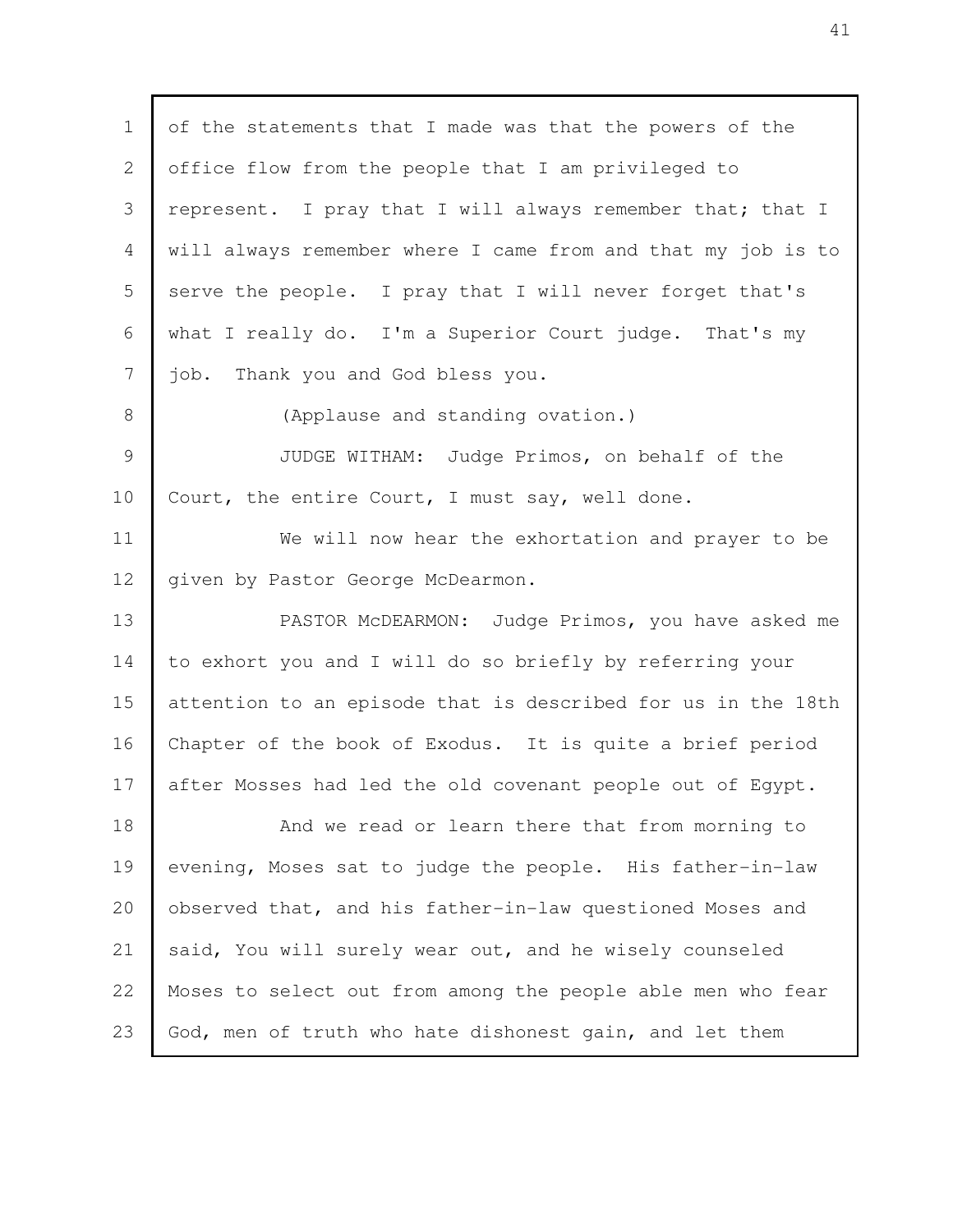of the statements that I made was that the powers of the office flow from the people that I am privileged to represent. I pray that I will always remember that; that I will always remember where I came from and that my job is to serve the people. I pray that I will never forget that's what I really do. I'm a Superior Court judge. That's my job. Thank you and God bless you.

(Applause and standing ovation.)

JUDGE WITHAM: Judge Primos, on behalf of the Court, the entire Court, I must say, well done.

We will now hear the exhortation and prayer to be given by Pastor George McDearmon.

PASTOR McDEARMON: Judge Primos, you have asked me to exhort you and I will do so briefly by referring your attention to an episode that is described for us in the 18th Chapter of the book of Exodus. It is quite a brief period after Mosses had led the old covenant people out of Egypt.

And we read or learn there that from morning to evening, Moses sat to judge the people. His father-in-law observed that, and his father-in-law questioned Moses and said, You will surely wear out, and he wisely counseled Moses to select out from among the people able men who fear God, men of truth who hate dishonest gain, and let them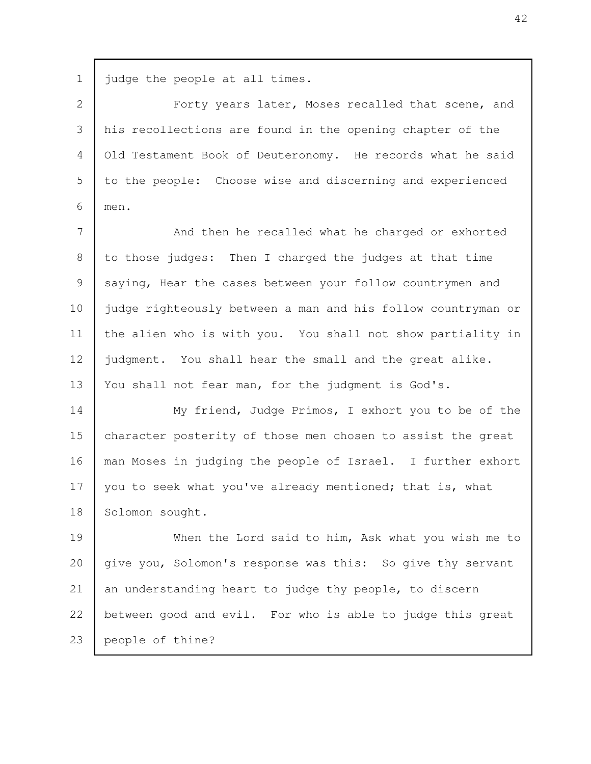judge the people at all times.

Forty years later, Moses recalled that scene, and his recollections are found in the opening chapter of the Old Testament Book of Deuteronomy. He records what he said to the people: Choose wise and discerning and experienced men.

And then he recalled what he charged or exhorted to those judges: Then I charged the judges at that time saying, Hear the cases between your follow countrymen and judge righteously between a man and his follow countryman or the alien who is with you. You shall not show partiality in judgment. You shall hear the small and the great alike. You shall not fear man, for the judgment is God's.

My friend, Judge Primos, I exhort you to be of the character posterity of those men chosen to assist the great man Moses in judging the people of Israel. I further exhort you to seek what you've already mentioned; that is, what Solomon sought.

When the Lord said to him, Ask what you wish me to give you, Solomon's response was this: So give thy servant an understanding heart to judge thy people, to discern between good and evil. For who is able to judge this great people of thine?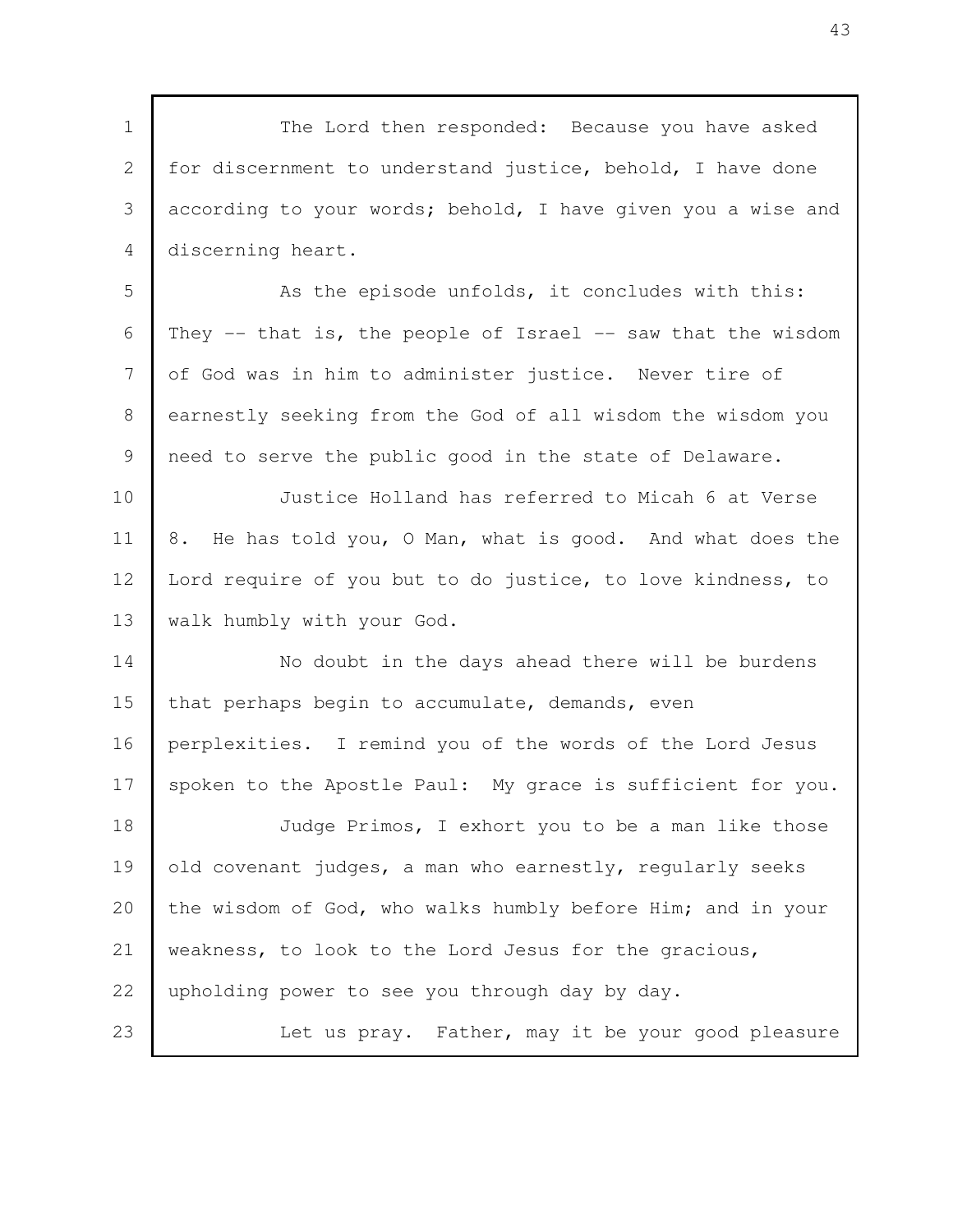The Lord then responded: Because you have asked for discernment to understand justice, behold, I have done according to your words; behold, I have given you a wise and discerning heart.

As the episode unfolds, it concludes with this: They -- that is, the people of Israel -- saw that the wisdom of God was in him to administer justice. Never tire of earnestly seeking from the God of all wisdom the wisdom you need to serve the public good in the state of Delaware.

Justice Holland has referred to Micah 6 at Verse 8. He has told you, O Man, what is good. And what does the Lord require of you but to do justice, to love kindness, to walk humbly with your God.

No doubt in the days ahead there will be burdens that perhaps begin to accumulate, demands, even perplexities. I remind you of the words of the Lord Jesus spoken to the Apostle Paul: My grace is sufficient for you.

Judge Primos, I exhort you to be a man like those old covenant judges, a man who earnestly, regularly seeks the wisdom of God, who walks humbly before Him; and in your weakness, to look to the Lord Jesus for the gracious, upholding power to see you through day by day.

Let us pray. Father, may it be your good pleasure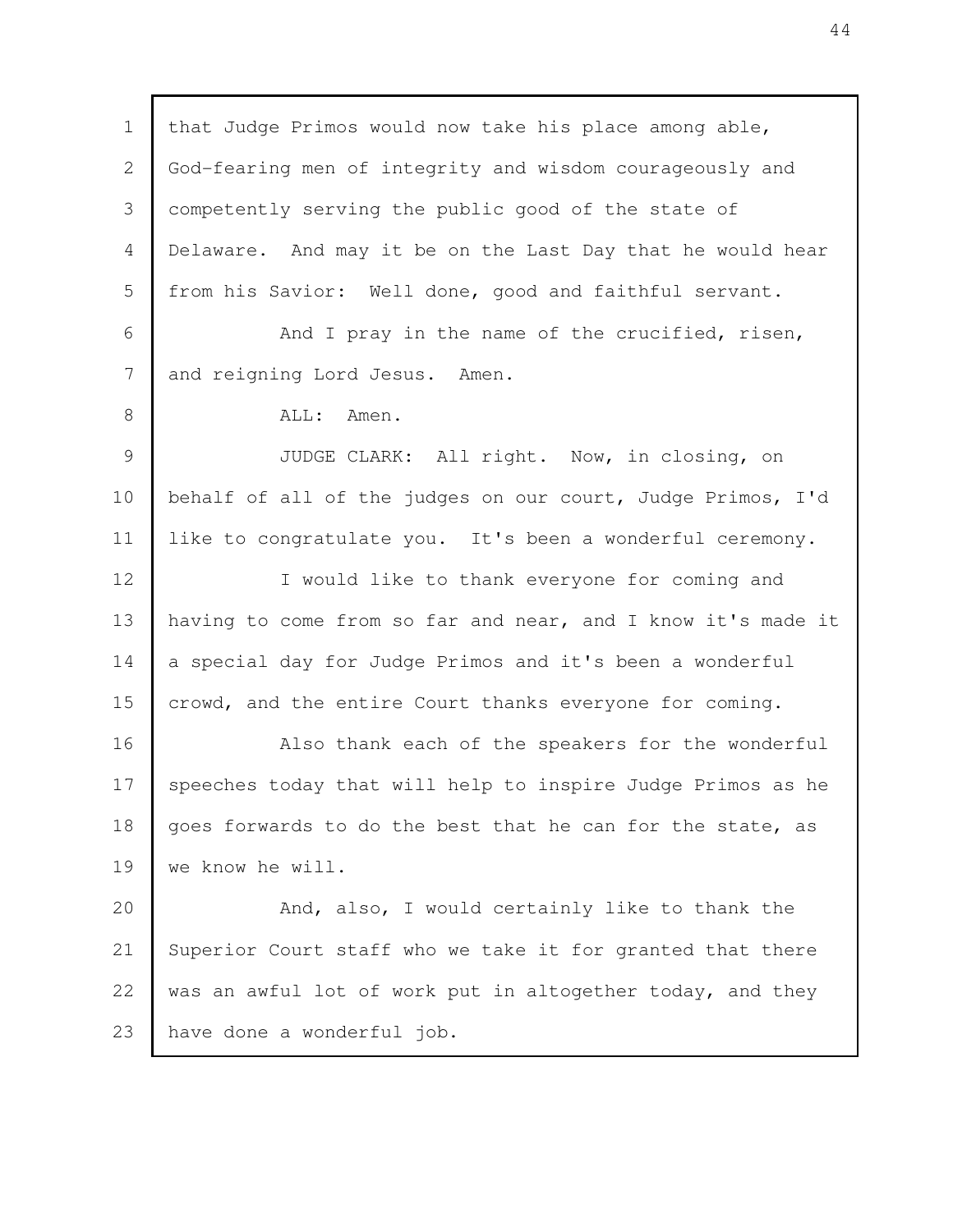that Judge Primos would now take his place among able, God-fearing men of integrity and wisdom courageously and competently serving the public good of the state of Delaware. And may it be on the Last Day that he would hear from his Savior: Well done, good and faithful servant.

And I pray in the name of the crucified, risen, and reigning Lord Jesus. Amen.

ALL: Amen.

JUDGE CLARK: All right. Now, in closing, on behalf of all of the judges on our court, Judge Primos, I'd like to congratulate you. It's been a wonderful ceremony.

I would like to thank everyone for coming and having to come from so far and near, and I know it's made it a special day for Judge Primos and it's been a wonderful crowd, and the entire Court thanks everyone for coming.

Also thank each of the speakers for the wonderful speeches today that will help to inspire Judge Primos as he goes forwards to do the best that he can for the state, as we know he will.

And, also, I would certainly like to thank the Superior Court staff who we take it for granted that there was an awful lot of work put in altogether today, and they have done a wonderful job.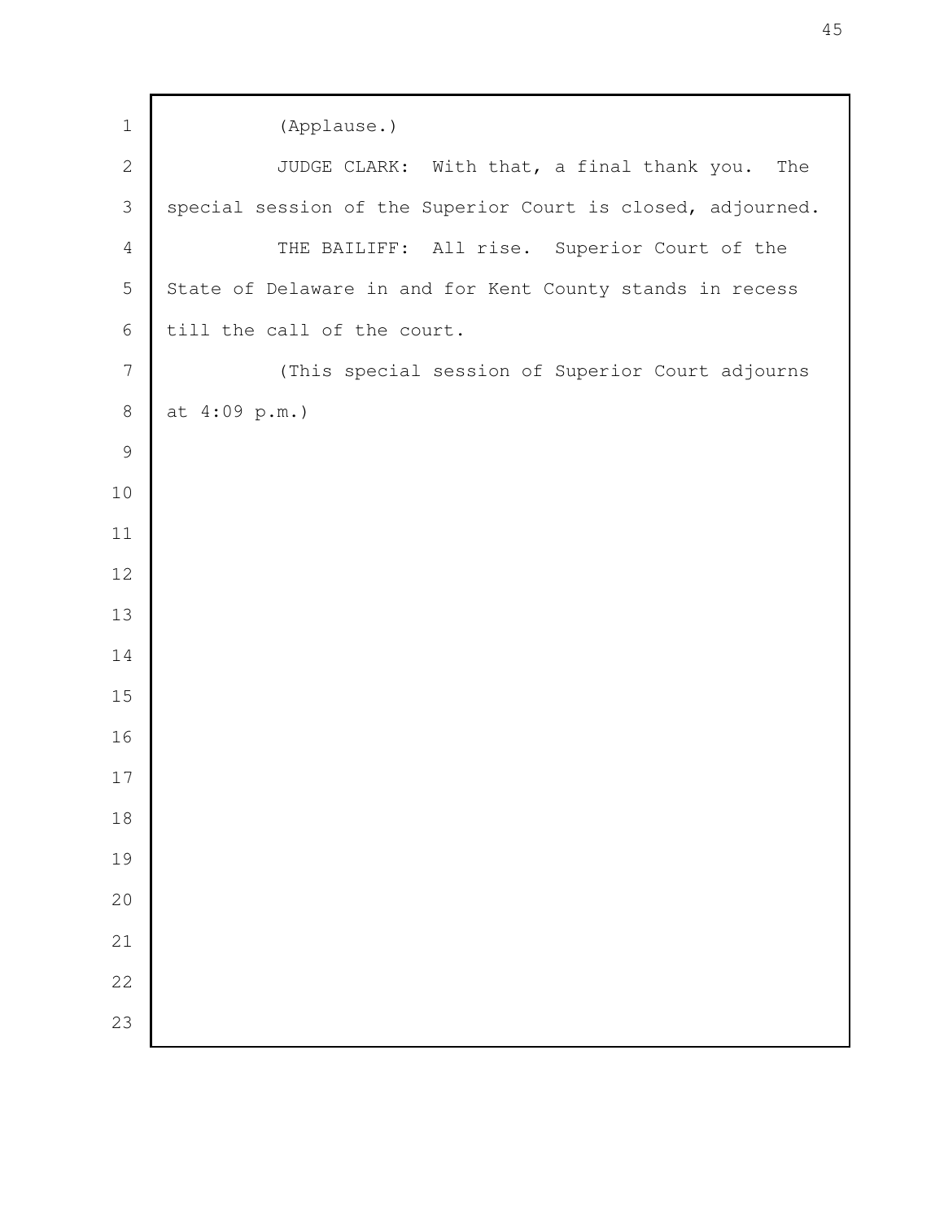(Applause.)

JUDGE CLARK: With that, a final thank you. The special session of the Superior Court is closed, adjourned.

THE BAILIFF: All rise. Superior Court of the State of Delaware in and for Kent County stands in recess till the call of the court.

(This special session of Superior Court adjourns at 4:09 p.m.)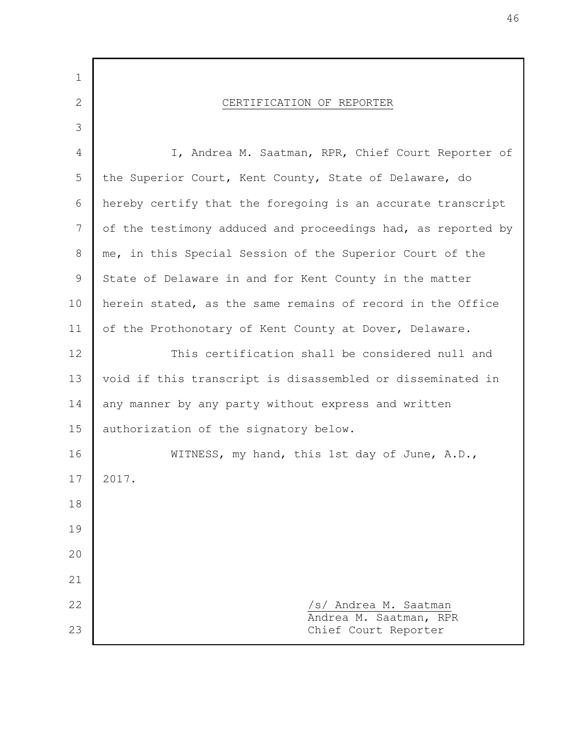## CERTIFICATION OF REPORTER

I, Andrea M. Saatman, RPR, Chief Court Reporter of the Superior Court, Kent County, State of Delaware, do hereby certify that the foregoing is an accurate transcript of the testimony adduced and proceedings had, as reported by me, in this Special Session of the Superior Court of the State of Delaware in and for Kent County in the matter herein stated, as the same remains of record in the Office of the Prothonotary of Kent County at Dover, Delaware.

This certification shall be considered null and void if this transcript is disassembled or disseminated in any manner by any party without express and written authorization of the signatory below.

WITNESS, my hand, this 1st day of June, A.D., 2017.

/s/ Andrea M. Saatman
Andrea M. Saatman, RPR
Chief Court Reporter